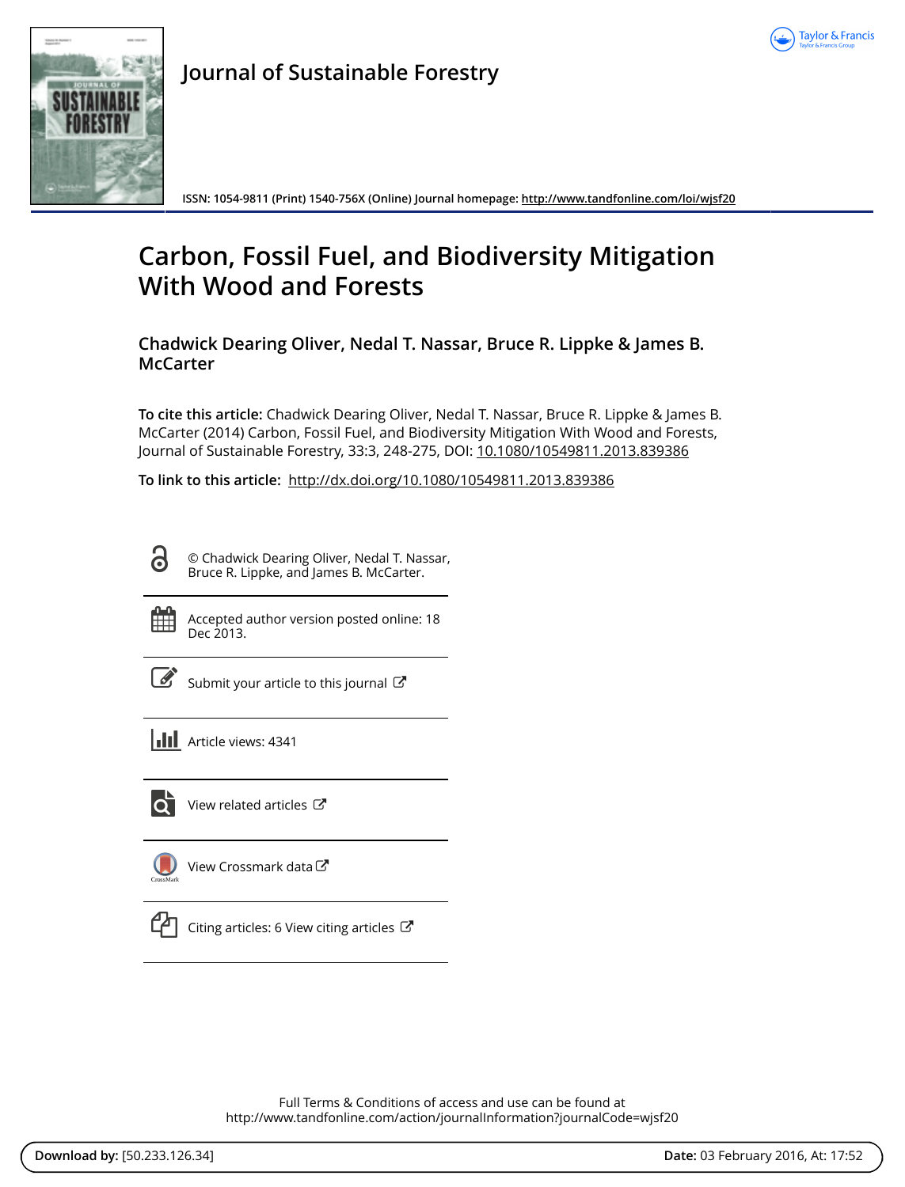Journal of Sustainable Forestry

ISSN: 1054-9811 (Print) 1540-756X (Online) Journal homepage: http://www.tandfonline.com/loi/wjsf20

# Carbon, Fossil Fuel, and Biodiversity Mitigation With Wood and Forests

**Chadwick Dearing Oliver, Nedal T. Nassar, Bruce R. Lippke & James B. McCarter**

**To cite this article:** Chadwick Dearing Oliver, Nedal T. Nassar, Bruce R. Lippke & James B. McCarter (2014) Carbon, Fossil Fuel, and Biodiversity Mitigation With Wood and Forests, Journal of Sustainable Forestry, 33:3, 248-275, DOI: 10.1080/10549811.2013.839386

**To link to this article:** http://dx.doi.org/10.1080/10549811.2013.839386

© Chadwick Dearing Oliver, Nedal T. Nassar, Bruce R. Lippke, and James B. McCarter.

Accepted author version posted online: 18 Dec 2013.

Submit your article to this journal

Article views: 4341

View related articles

View Crossmark data

Citing articles: 6 View citing articles

Full Terms & Conditions of access and use can be found at http://www.tandfonline.com/action/journalInformation?journalCode=wjsf20

**Download by:** [50.233.126.34] **Date:** 03 February 2016, At: 17:52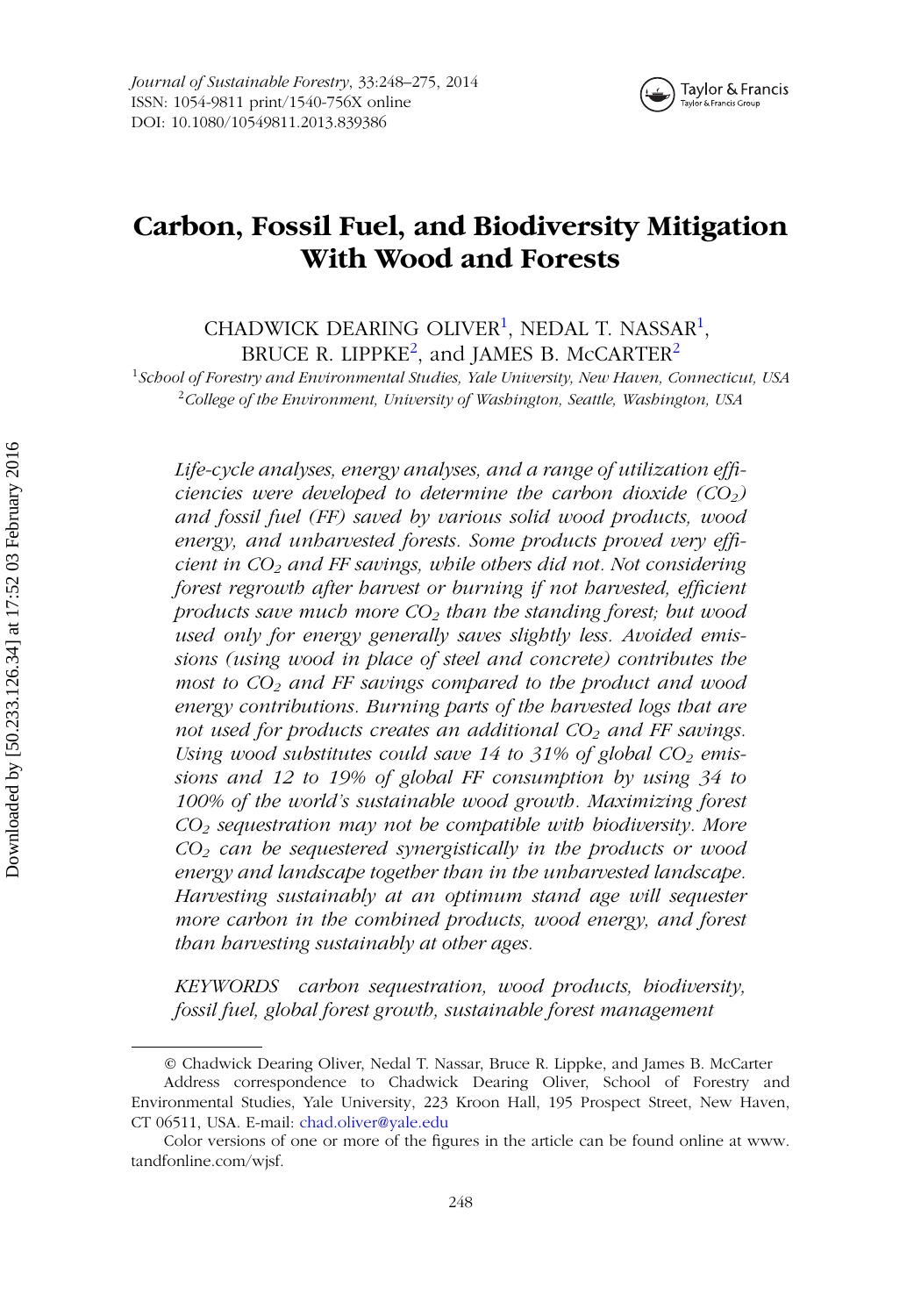# Carbon, Fossil Fuel, and Biodiversity Mitigation With Wood and Forests

CHADWICK DEARING OLIVER[1], NEDAL T. NASSAR[1], BRUCE R. LIPPKE[2], and JAMES B. McCARTER[2]

[1]*School of Forestry and Environmental Studies, Yale University, New Haven, Connecticut, USA*
[2]*College of the Environment, University of Washington, Seattle, Washington, USA*

*Life-cycle analyses, energy analyses, and a range of utilization efficiencies were developed to determine the carbon dioxide ($CO_2$) and fossil fuel (FF) saved by various solid wood products, wood energy, and unharvested forests. Some products proved very efficient in $CO_2$ and FF savings, while others did not. Not considering forest regrowth after harvest or burning if not harvested, efficient products save much more $CO_2$ than the standing forest; but wood used only for energy generally saves slightly less. Avoided emissions (using wood in place of steel and concrete) contributes the most to $CO_2$ and FF savings compared to the product and wood energy contributions. Burning parts of the harvested logs that are not used for products creates an additional $CO_2$ and FF savings. Using wood substitutes could save 14 to 31% of global $CO_2$ emissions and 12 to 19% of global FF consumption by using 34 to 100% of the world's sustainable wood growth. Maximizing forest $CO_2$ sequestration may not be compatible with biodiversity. More $CO_2$ can be sequestered synergistically in the products or wood energy and landscape together than in the unharvested landscape. Harvesting sustainably at an optimum stand age will sequester more carbon in the combined products, wood energy, and forest than harvesting sustainably at other ages.*

*KEYWORDS carbon sequestration, wood products, biodiversity, fossil fuel, global forest growth, sustainable forest management*

---

© Chadwick Dearing Oliver, Nedal T. Nassar, Bruce R. Lippke, and James B. McCarter

Address correspondence to Chadwick Dearing Oliver, School of Forestry and Environmental Studies, Yale University, 223 Kroon Hall, 195 Prospect Street, New Haven, CT 06511, USA. E-mail: chad.oliver@yale.edu

Color versions of one or more of the figures in the article can be found online at www.tandfonline.com/wjsf.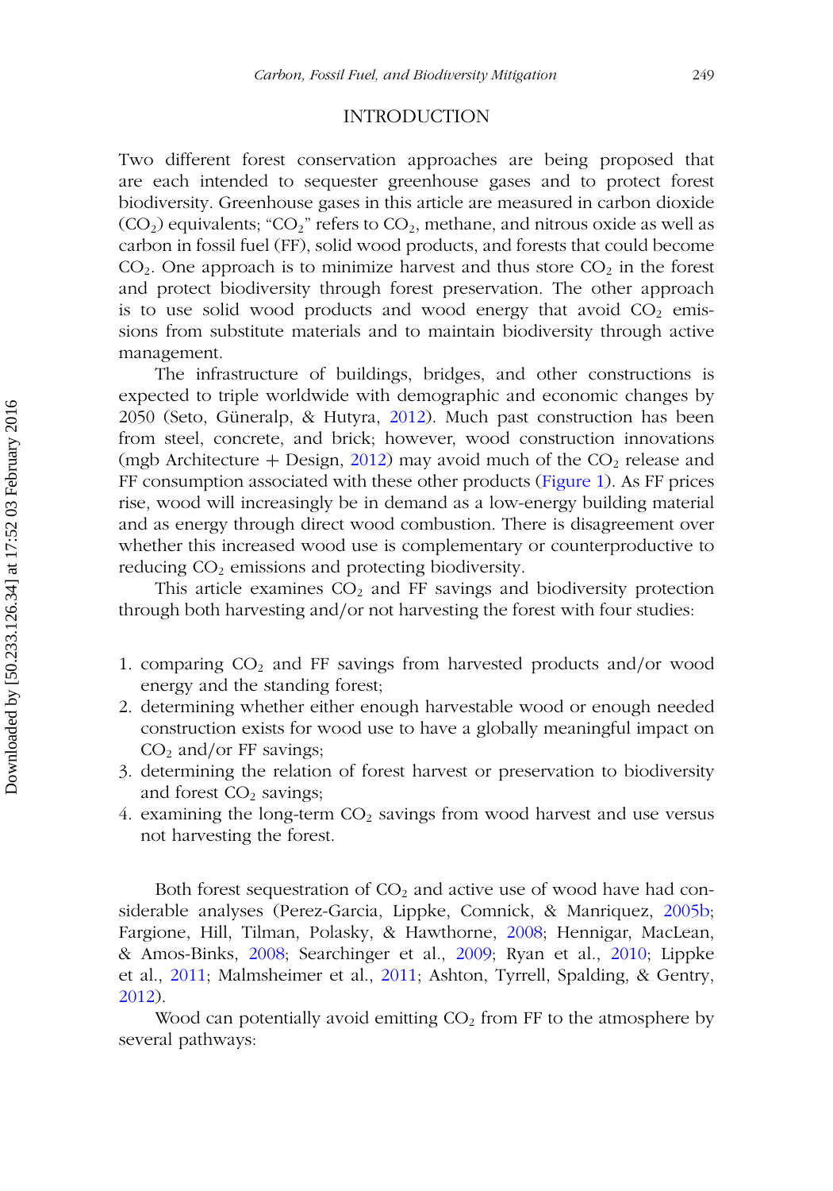## INTRODUCTION

Two different forest conservation approaches are being proposed that are each intended to sequester greenhouse gases and to protect forest biodiversity. Greenhouse gases in this article are measured in carbon dioxide ($CO_2$) equivalents; "$CO_2$" refers to $CO_2$, methane, and nitrous oxide as well as carbon in fossil fuel (FF), solid wood products, and forests that could become $CO_2$. One approach is to minimize harvest and thus store $CO_2$ in the forest and protect biodiversity through forest preservation. The other approach is to use solid wood products and wood energy that avoid $CO_2$ emissions from substitute materials and to maintain biodiversity through active management.

The infrastructure of buildings, bridges, and other constructions is expected to triple worldwide with demographic and economic changes by 2050 (Seto, Güneralp, & Hutyra, 2012). Much past construction has been from steel, concrete, and brick; however, wood construction innovations (mgb Architecture + Design, 2012) may avoid much of the $CO_2$ release and FF consumption associated with these other products (Figure 1). As FF prices rise, wood will increasingly be in demand as a low-energy building material and as energy through direct wood combustion. There is disagreement over whether this increased wood use is complementary or counterproductive to reducing $CO_2$ emissions and protecting biodiversity.

This article examines $CO_2$ and FF savings and biodiversity protection through both harvesting and/or not harvesting the forest with four studies:

1. comparing $CO_2$ and FF savings from harvested products and/or wood energy and the standing forest;
2. determining whether either enough harvestable wood or enough needed construction exists for wood use to have a globally meaningful impact on $CO_2$ and/or FF savings;
3. determining the relation of forest harvest or preservation to biodiversity and forest $CO_2$ savings;
4. examining the long-term $CO_2$ savings from wood harvest and use versus not harvesting the forest.

Both forest sequestration of $CO_2$ and active use of wood have had considerable analyses (Perez-Garcia, Lippke, Comnick, & Manriquez, 2005b; Fargione, Hill, Tilman, Polasky, & Hawthorne, 2008; Hennigar, MacLean, & Amos-Binks, 2008; Searchinger et al., 2009; Ryan et al., 2010; Lippke et al., 2011; Malmsheimer et al., 2011; Ashton, Tyrrell, Spalding, & Gentry, 2012).

Wood can potentially avoid emitting $CO_2$ from FF to the atmosphere by several pathways: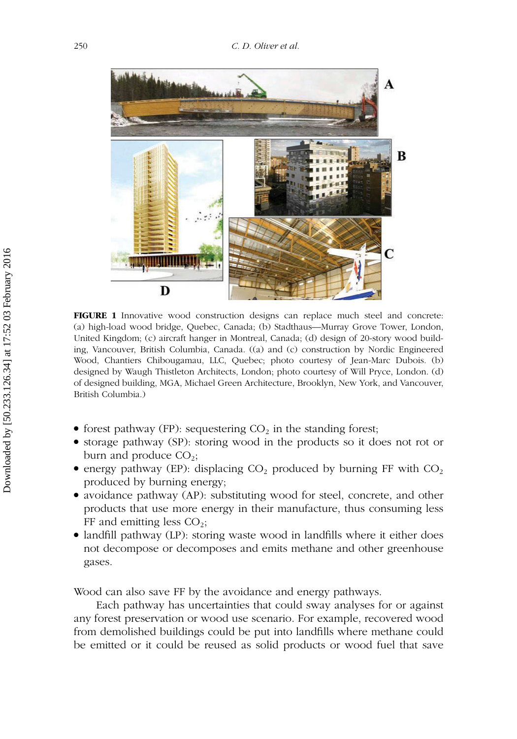**FIGURE 1** Innovative wood construction designs can replace much steel and concrete: (a) high-load wood bridge, Quebec, Canada; (b) Stadthaus—Murray Grove Tower, London, United Kingdom; (c) aircraft hanger in Montreal, Canada; (d) design of 20-story wood building, Vancouver, British Columbia, Canada. ((a) and (c) construction by Nordic Engineered Wood, Chantiers Chibougamau, LLC, Quebec; photo courtesy of Jean-Marc Dubois. (b) designed by Waugh Thistleton Architects, London; photo courtesy of Will Pryce, London. (d) of designed building, MGA, Michael Green Architecture, Brooklyn, New York, and Vancouver, British Columbia.)

- forest pathway (FP): sequestering $CO_2$ in the standing forest;
- storage pathway (SP): storing wood in the products so it does not rot or burn and produce $CO_2$;
- energy pathway (EP): displacing $CO_2$ produced by burning FF with $CO_2$ produced by burning energy;
- avoidance pathway (AP): substituting wood for steel, concrete, and other products that use more energy in their manufacture, thus consuming less FF and emitting less $CO_2$;
- landfill pathway (LP): storing waste wood in landfills where it either does not decompose or decomposes and emits methane and other greenhouse gases.

Wood can also save FF by the avoidance and energy pathways.

Each pathway has uncertainties that could sway analyses for or against any forest preservation or wood use scenario. For example, recovered wood from demolished buildings could be put into landfills where methane could be emitted or it could be reused as solid products or wood fuel that save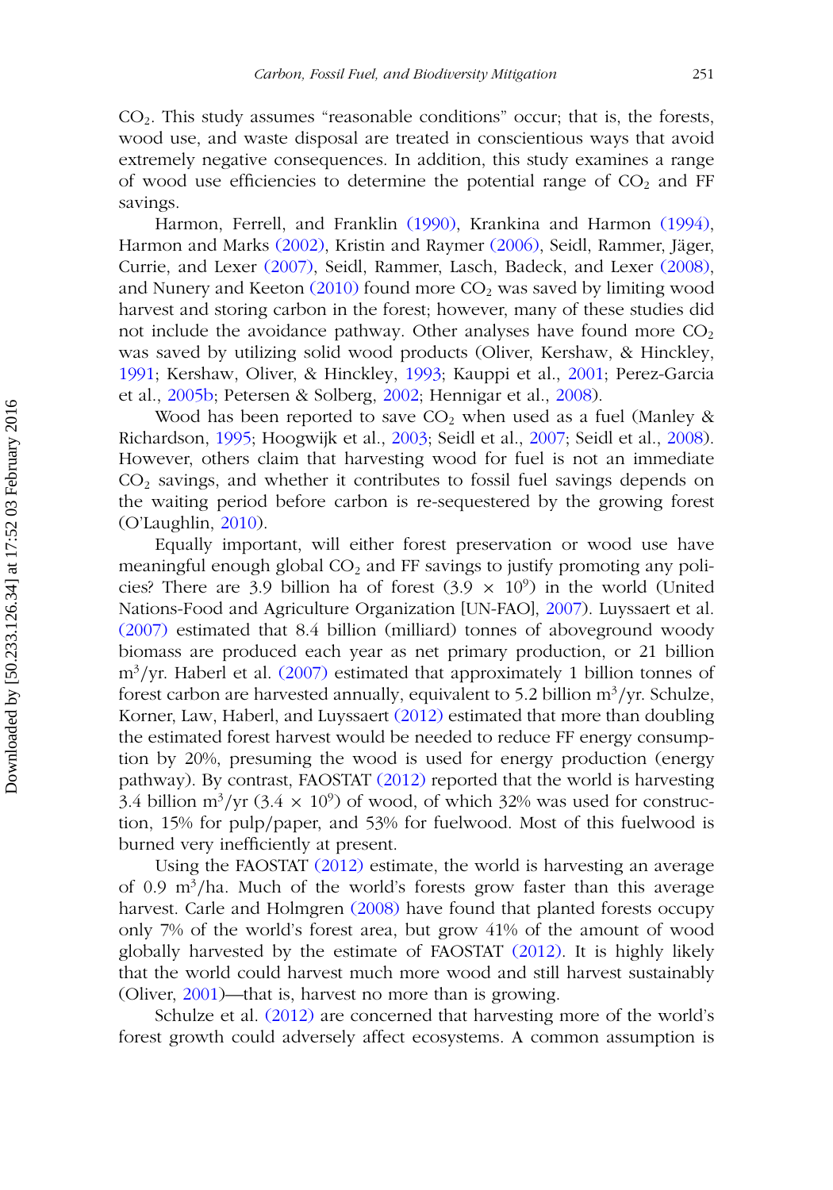$CO_2$. This study assumes "reasonable conditions" occur; that is, the forests, wood use, and waste disposal are treated in conscientious ways that avoid extremely negative consequences. In addition, this study examines a range of wood use efficiencies to determine the potential range of $CO_2$ and FF savings.

Harmon, Ferrell, and Franklin (1990), Krankina and Harmon (1994), Harmon and Marks (2002), Kristin and Raymer (2006), Seidl, Rammer, Jäger, Currie, and Lexer (2007), Seidl, Rammer, Lasch, Badeck, and Lexer (2008), and Nunery and Keeton (2010) found more $CO_2$ was saved by limiting wood harvest and storing carbon in the forest; however, many of these studies did not include the avoidance pathway. Other analyses have found more $CO_2$ was saved by utilizing solid wood products (Oliver, Kershaw, & Hinckley, 1991; Kershaw, Oliver, & Hinckley, 1993; Kauppi et al., 2001; Perez-Garcia et al., 2005b; Petersen & Solberg, 2002; Hennigar et al., 2008).

Wood has been reported to save $CO_2$ when used as a fuel (Manley & Richardson, 1995; Hoogwijk et al., 2003; Seidl et al., 2007; Seidl et al., 2008). However, others claim that harvesting wood for fuel is not an immediate $CO_2$ savings, and whether it contributes to fossil fuel savings depends on the waiting period before carbon is re-sequestered by the growing forest (O'Laughlin, 2010).

Equally important, will either forest preservation or wood use have meaningful enough global $CO_2$ and FF savings to justify promoting any policies? There are 3.9 billion ha of forest ($3.9 \times 10^9$) in the world (United Nations-Food and Agriculture Organization [UN-FAO], 2007). Luyssaert et al. (2007) estimated that 8.4 billion (milliard) tonnes of aboveground woody biomass are produced each year as net primary production, or 21 billion $m^3$/yr. Haberl et al. (2007) estimated that approximately 1 billion tonnes of forest carbon are harvested annually, equivalent to 5.2 billion $m^3$/yr. Schulze, Korner, Law, Haberl, and Luyssaert (2012) estimated that more than doubling the estimated forest harvest would be needed to reduce FF energy consumption by 20%, presuming the wood is used for energy production (energy pathway). By contrast, FAOSTAT (2012) reported that the world is harvesting 3.4 billion $m^3$/yr ($3.4 \times 10^9$) of wood, of which 32% was used for construction, 15% for pulp/paper, and 53% for fuelwood. Most of this fuelwood is burned very inefficiently at present.

Using the FAOSTAT (2012) estimate, the world is harvesting an average of 0.9 $m^3$/ha. Much of the world's forests grow faster than this average harvest. Carle and Holmgren (2008) have found that planted forests occupy only 7% of the world's forest area, but grow 41% of the amount of wood globally harvested by the estimate of FAOSTAT (2012). It is highly likely that the world could harvest much more wood and still harvest sustainably (Oliver, 2001)—that is, harvest no more than is growing.

Schulze et al. (2012) are concerned that harvesting more of the world's forest growth could adversely affect ecosystems. A common assumption is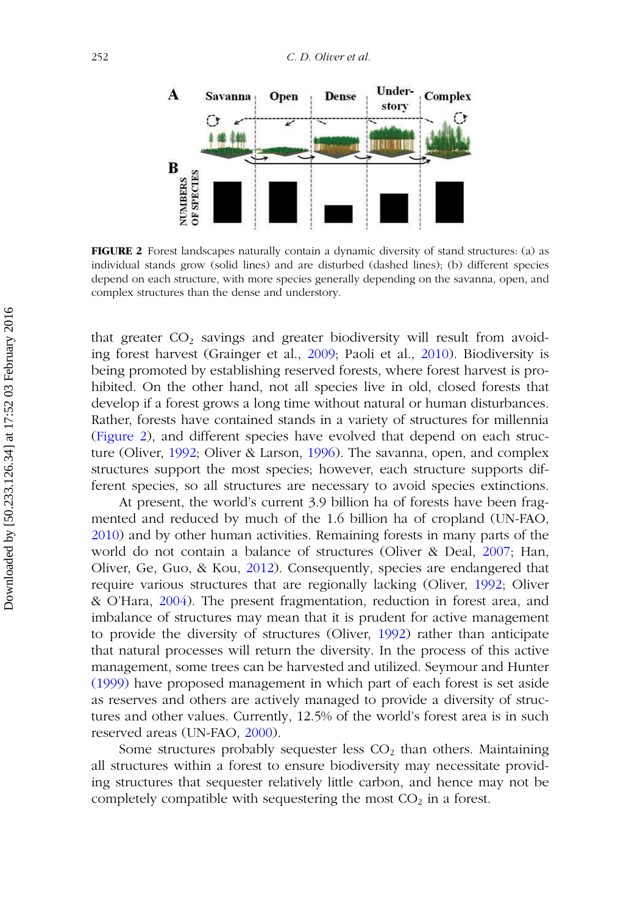**FIGURE 2** Forest landscapes naturally contain a dynamic diversity of stand structures: (a) as individual stands grow (solid lines) and are disturbed (dashed lines); (b) different species depend on each structure, with more species generally depending on the savanna, open, and complex structures than the dense and understory.

that greater $CO_2$ savings and greater biodiversity will result from avoiding forest harvest (Grainger et al., 2009; Paoli et al., 2010). Biodiversity is being promoted by establishing reserved forests, where forest harvest is prohibited. On the other hand, not all species live in old, closed forests that develop if a forest grows a long time without natural or human disturbances. Rather, forests have contained stands in a variety of structures for millennia (Figure 2), and different species have evolved that depend on each structure (Oliver, 1992; Oliver & Larson, 1996). The savanna, open, and complex structures support the most species; however, each structure supports different species, so all structures are necessary to avoid species extinctions.

At present, the world's current 3.9 billion ha of forests have been fragmented and reduced by much of the 1.6 billion ha of cropland (UN-FAO, 2010) and by other human activities. Remaining forests in many parts of the world do not contain a balance of structures (Oliver & Deal, 2007; Han, Oliver, Ge, Guo, & Kou, 2012). Consequently, species are endangered that require various structures that are regionally lacking (Oliver, 1992; Oliver & O'Hara, 2004). The present fragmentation, reduction in forest area, and imbalance of structures may mean that it is prudent for active management to provide the diversity of structures (Oliver, 1992) rather than anticipate that natural processes will return the diversity. In the process of this active management, some trees can be harvested and utilized. Seymour and Hunter (1999) have proposed management in which part of each forest is set aside as reserves and others are actively managed to provide a diversity of structures and other values. Currently, 12.5% of the world's forest area is in such reserved areas (UN-FAO, 2000).

Some structures probably sequester less $CO_2$ than others. Maintaining all structures within a forest to ensure biodiversity may necessitate providing structures that sequester relatively little carbon, and hence may not be completely compatible with sequestering the most $CO_2$ in a forest.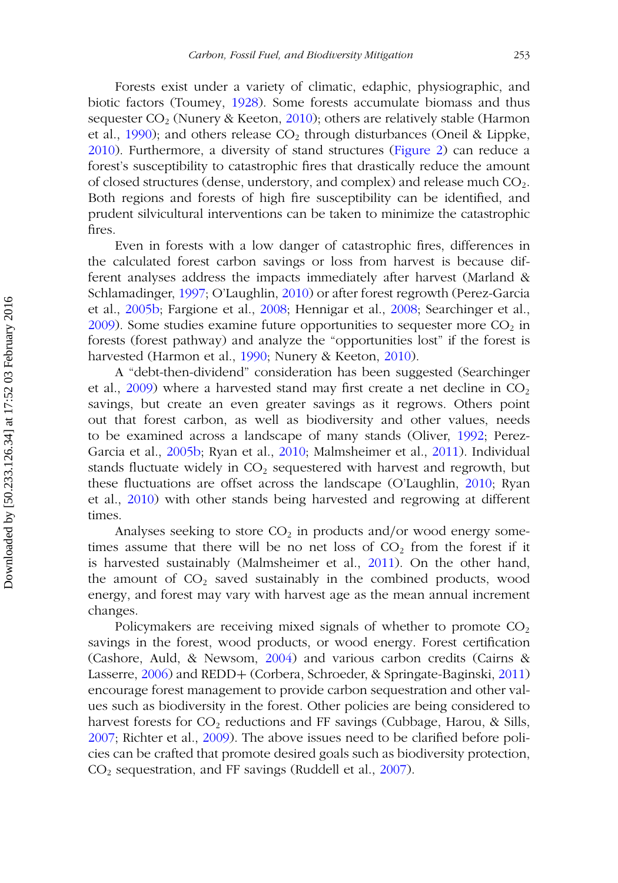Forests exist under a variety of climatic, edaphic, physiographic, and biotic factors (Toumey, 1928). Some forests accumulate biomass and thus sequester $CO_2$ (Nunery & Keeton, 2010); others are relatively stable (Harmon et al., 1990); and others release $CO_2$ through disturbances (Oneil & Lippke, 2010). Furthermore, a diversity of stand structures (Figure 2) can reduce a forest's susceptibility to catastrophic fires that drastically reduce the amount of closed structures (dense, understory, and complex) and release much $CO_2$. Both regions and forests of high fire susceptibility can be identified, and prudent silvicultural interventions can be taken to minimize the catastrophic fires.

Even in forests with a low danger of catastrophic fires, differences in the calculated forest carbon savings or loss from harvest is because different analyses address the impacts immediately after harvest (Marland & Schlamadinger, 1997; O'Laughlin, 2010) or after forest regrowth (Perez-Garcia et al., 2005b; Fargione et al., 2008; Hennigar et al., 2008; Searchinger et al., 2009). Some studies examine future opportunities to sequester more $CO_2$ in forests (forest pathway) and analyze the "opportunities lost" if the forest is harvested (Harmon et al., 1990; Nunery & Keeton, 2010).

A "debt-then-dividend" consideration has been suggested (Searchinger et al., 2009) where a harvested stand may first create a net decline in $CO_2$ savings, but create an even greater savings as it regrows. Others point out that forest carbon, as well as biodiversity and other values, needs to be examined across a landscape of many stands (Oliver, 1992; Perez-Garcia et al., 2005b; Ryan et al., 2010; Malmsheimer et al., 2011). Individual stands fluctuate widely in $CO_2$ sequestered with harvest and regrowth, but these fluctuations are offset across the landscape (O'Laughlin, 2010; Ryan et al., 2010) with other stands being harvested and regrowing at different times.

Analyses seeking to store $CO_2$ in products and/or wood energy sometimes assume that there will be no net loss of $CO_2$ from the forest if it is harvested sustainably (Malmsheimer et al., 2011). On the other hand, the amount of $CO_2$ saved sustainably in the combined products, wood energy, and forest may vary with harvest age as the mean annual increment changes.

Policymakers are receiving mixed signals of whether to promote $CO_2$ savings in the forest, wood products, or wood energy. Forest certification (Cashore, Auld, & Newsom, 2004) and various carbon credits (Cairns & Lasserre, 2006) and REDD+ (Corbera, Schroeder, & Springate-Baginski, 2011) encourage forest management to provide carbon sequestration and other values such as biodiversity in the forest. Other policies are being considered to harvest forests for $CO_2$ reductions and FF savings (Cubbage, Harou, & Sills, 2007; Richter et al., 2009). The above issues need to be clarified before policies can be crafted that promote desired goals such as biodiversity protection, $CO_2$ sequestration, and FF savings (Ruddell et al., 2007).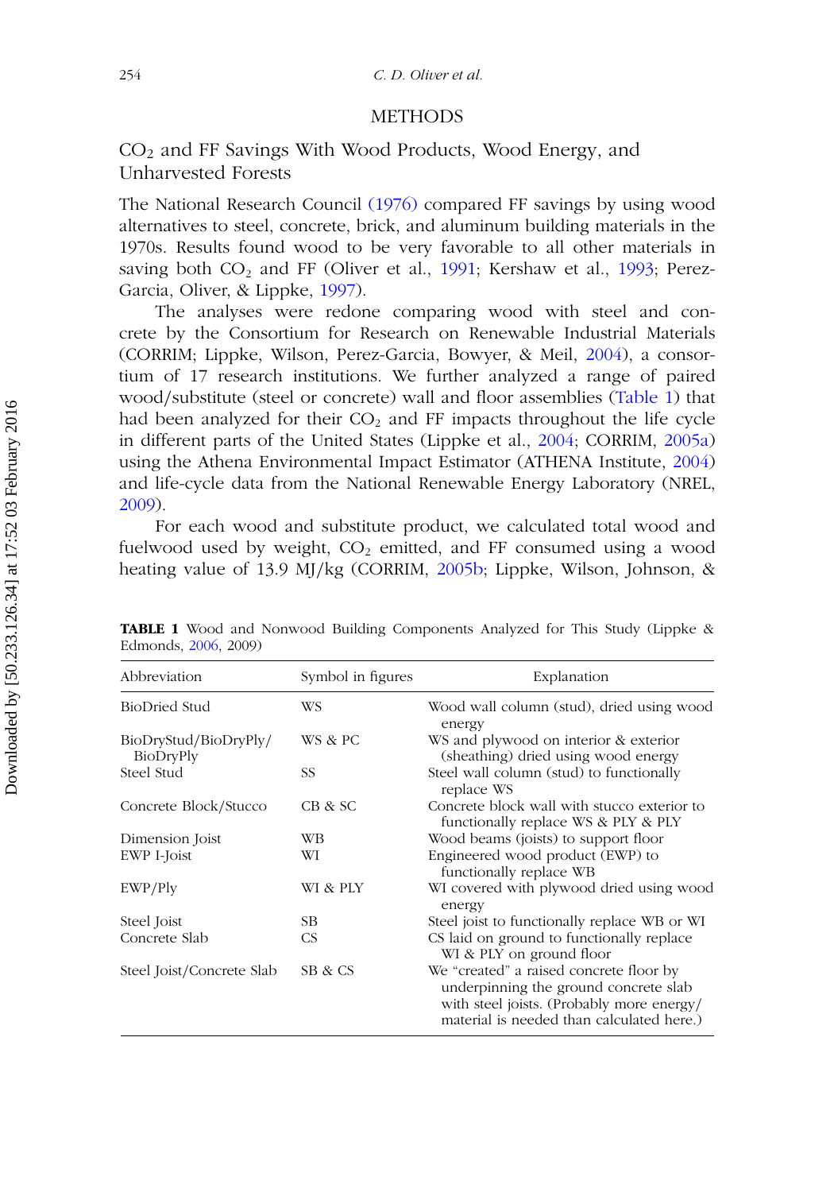# METHODS

## $CO_2$ and FF Savings With Wood Products, Wood Energy, and Unharvested Forests

The National Research Council (1976) compared FF savings by using wood alternatives to steel, concrete, brick, and aluminum building materials in the 1970s. Results found wood to be very favorable to all other materials in saving both $CO_2$ and FF (Oliver et al., 1991; Kershaw et al., 1993; Perez-Garcia, Oliver, & Lippke, 1997).

The analyses were redone comparing wood with steel and concrete by the Consortium for Research on Renewable Industrial Materials (CORRIM; Lippke, Wilson, Perez-Garcia, Bowyer, & Meil, 2004), a consortium of 17 research institutions. We further analyzed a range of paired wood/substitute (steel or concrete) wall and floor assemblies (Table 1) that had been analyzed for their $CO_2$ and FF impacts throughout the life cycle in different parts of the United States (Lippke et al., 2004; CORRIM, 2005a) using the Athena Environmental Impact Estimator (ATHENA Institute, 2004) and life-cycle data from the National Renewable Energy Laboratory (NREL, 2009).

For each wood and substitute product, we calculated total wood and fuelwood used by weight, $CO_2$ emitted, and FF consumed using a wood heating value of 13.9 MJ/kg (CORRIM, 2005b; Lippke, Wilson, Johnson, &

**TABLE 1** Wood and Nonwood Building Components Analyzed for This Study (Lippke & Edmonds, 2006, 2009)

| Abbreviation | Symbol in figures | Explanation |
|---|---|---|
| BioDried Stud | WS | Wood wall column (stud), dried using wood energy |
| BioDryStud/BioDryPly/BioDryPly | WS & PC | WS and plywood on interior & exterior (sheathing) dried using wood energy |
| Steel Stud | SS | Steel wall column (stud) to functionally replace WS |
| Concrete Block/Stucco | CB & SC | Concrete block wall with stucco exterior to functionally replace WS & PLY & PLY |
| Dimension Joist | WB | Wood beams (joists) to support floor |
| EWP I-Joist | WI | Engineered wood product (EWP) to functionally replace WB |
| EWP/Ply | WI & PLY | WI covered with plywood dried using wood energy |
| Steel Joist | SB | Steel joist to functionally replace WB or WI |
| Concrete Slab | CS | CS laid on ground to functionally replace WI & PLY on ground floor |
| Steel Joist/Concrete Slab | SB & CS | We “created” a raised concrete floor by underpinning the ground concrete slab with steel joists. (Probably more energy/material is needed than calculated here.) |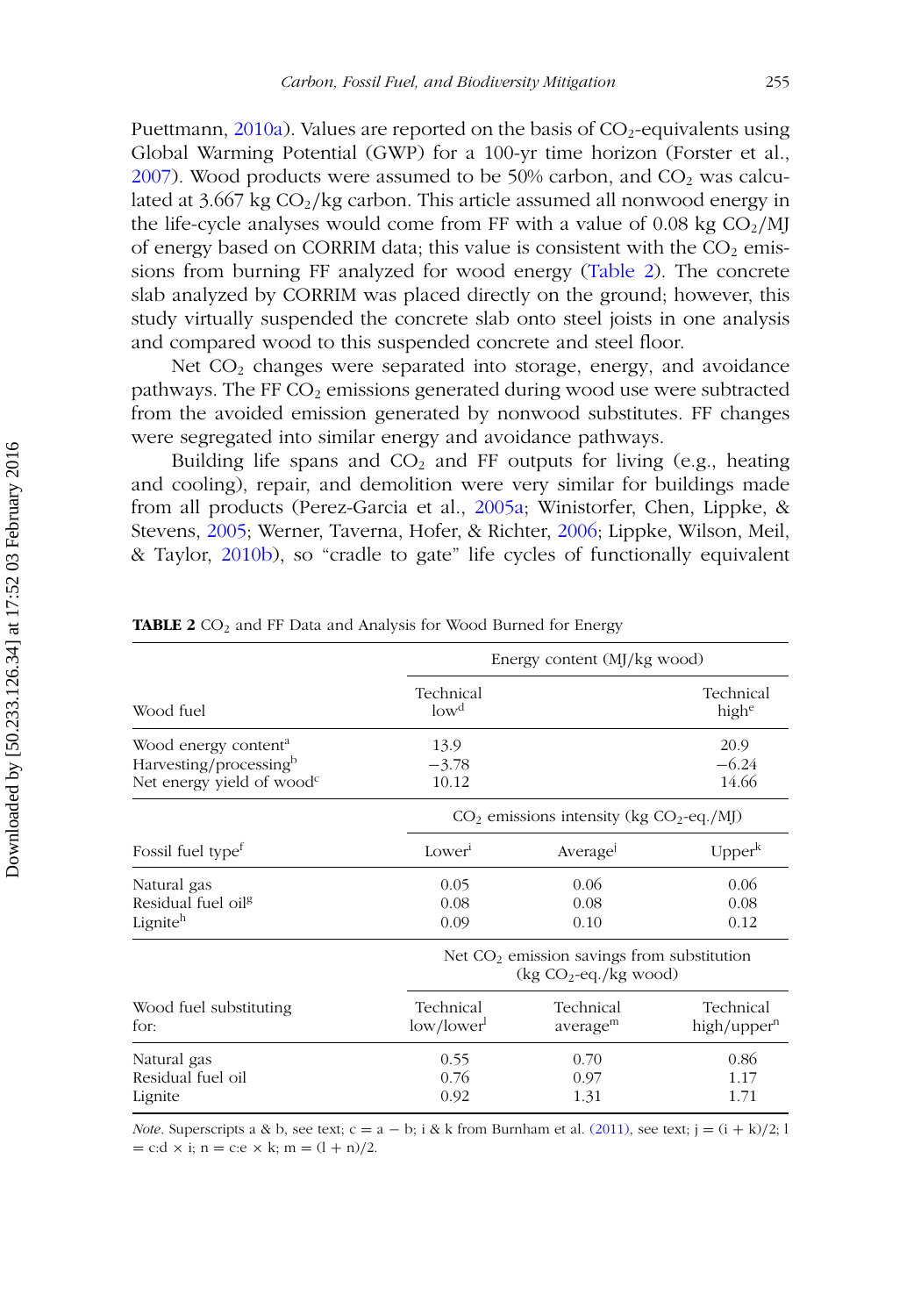Puettmann, 2010a). Values are reported on the basis of $CO_2$-equivalents using Global Warming Potential (GWP) for a 100-yr time horizon (Forster et al., 2007). Wood products were assumed to be 50% carbon, and $CO_2$ was calculated at 3.667 kg $CO_2$/kg carbon. This article assumed all nonwood energy in the life-cycle analyses would come from FF with a value of 0.08 kg $CO_2$/MJ of energy based on CORRIM data; this value is consistent with the $CO_2$ emissions from burning FF analyzed for wood energy (Table 2). The concrete slab analyzed by CORRIM was placed directly on the ground; however, this study virtually suspended the concrete slab onto steel joists in one analysis and compared wood to this suspended concrete and steel floor.

Net $CO_2$ changes were separated into storage, energy, and avoidance pathways. The FF $CO_2$ emissions generated during wood use were subtracted from the avoided emission generated by nonwood substitutes. FF changes were segregated into similar energy and avoidance pathways.

Building life spans and $CO_2$ and FF outputs for living (e.g., heating and cooling), repair, and demolition were very similar for buildings made from all products (Perez-Garcia et al., 2005a; Winistorfer, Chen, Lippke, & Stevens, 2005; Werner, Taverna, Hofer, & Richter, 2006; Lippke, Wilson, Meil, & Taylor, 2010b), so "cradle to gate" life cycles of functionally equivalent

**TABLE 2** $CO_2$ and FF Data and Analysis for Wood Burned for Energy

| | Energy content (MJ/kg wood) | | |
|---|---|---|---|
| Wood fuel | Technical low[d] | | Technical high[e] |
| Wood energy content[a] | 13.9 | | 20.9 |
| Harvesting/processing[b] | −3.78 | | −6.24 |
| Net energy yield of wood[c] | 10.12 | | 14.66 |
| | $CO_2$ emissions intensity (kg $CO_2$-eq./MJ) | | |
| Fossil fuel type[f] | Lower[i] | Average[j] | Upper[k] |
| Natural gas | 0.05 | 0.06 | 0.06 |
| Residual fuel oil[g] | 0.08 | 0.08 | 0.08 |
| Lignite[h] | 0.09 | 0.10 | 0.12 |
| | Net $CO_2$ emission savings from substitution (kg $CO_2$-eq./kg wood) | | |
| Wood fuel substituting for: | Technical low/lower[l] | Technical average[m] | Technical high/upper[n] |
| Natural gas | 0.55 | 0.70 | 0.86 |
| Residual fuel oil | 0.76 | 0.97 | 1.17 |
| Lignite | 0.92 | 1.31 | 1.71 |

*Note*. Superscripts a & b, see text; c = a − b; i & k from Burnham et al. (2011), see text; j = (i + k)/2; l = c:d × i; n = c:e × k; m = (l + n)/2.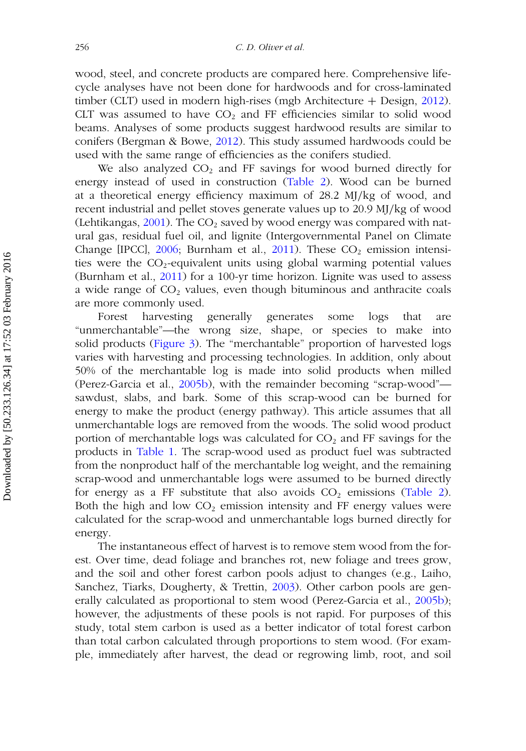wood, steel, and concrete products are compared here. Comprehensive life-cycle analyses have not been done for hardwoods and for cross-laminated timber (CLT) used in modern high-rises (mgb Architecture + Design, 2012). CLT was assumed to have $CO_2$ and FF efficiencies similar to solid wood beams. Analyses of some products suggest hardwood results are similar to conifers (Bergman & Bowe, 2012). This study assumed hardwoods could be used with the same range of efficiencies as the conifers studied.

We also analyzed $CO_2$ and FF savings for wood burned directly for energy instead of used in construction (Table 2). Wood can be burned at a theoretical energy efficiency maximum of 28.2 MJ/kg of wood, and recent industrial and pellet stoves generate values up to 20.9 MJ/kg of wood (Lehtikangas, 2001). The $CO_2$ saved by wood energy was compared with natural gas, residual fuel oil, and lignite (Intergovernmental Panel on Climate Change [IPCC], 2006; Burnham et al., 2011). These $CO_2$ emission intensities were the $CO_2$-equivalent units using global warming potential values (Burnham et al., 2011) for a 100-yr time horizon. Lignite was used to assess a wide range of $CO_2$ values, even though bituminous and anthracite coals are more commonly used.

Forest harvesting generally generates some logs that are "unmerchantable"—the wrong size, shape, or species to make into solid products (Figure 3). The "merchantable" proportion of harvested logs varies with harvesting and processing technologies. In addition, only about 50% of the merchantable log is made into solid products when milled (Perez-Garcia et al., 2005b), with the remainder becoming "scrap-wood"—sawdust, slabs, and bark. Some of this scrap-wood can be burned for energy to make the product (energy pathway). This article assumes that all unmerchantable logs are removed from the woods. The solid wood product portion of merchantable logs was calculated for $CO_2$ and FF savings for the products in Table 1. The scrap-wood used as product fuel was subtracted from the nonproduct half of the merchantable log weight, and the remaining scrap-wood and unmerchantable logs were assumed to be burned directly for energy as a FF substitute that also avoids $CO_2$ emissions (Table 2). Both the high and low $CO_2$ emission intensity and FF energy values were calculated for the scrap-wood and unmerchantable logs burned directly for energy.

The instantaneous effect of harvest is to remove stem wood from the forest. Over time, dead foliage and branches rot, new foliage and trees grow, and the soil and other forest carbon pools adjust to changes (e.g., Laiho, Sanchez, Tiarks, Dougherty, & Trettin, 2003). Other carbon pools are generally calculated as proportional to stem wood (Perez-Garcia et al., 2005b); however, the adjustments of these pools is not rapid. For purposes of this study, total stem carbon is used as a better indicator of total forest carbon than total carbon calculated through proportions to stem wood. (For example, immediately after harvest, the dead or regrowing limb, root, and soil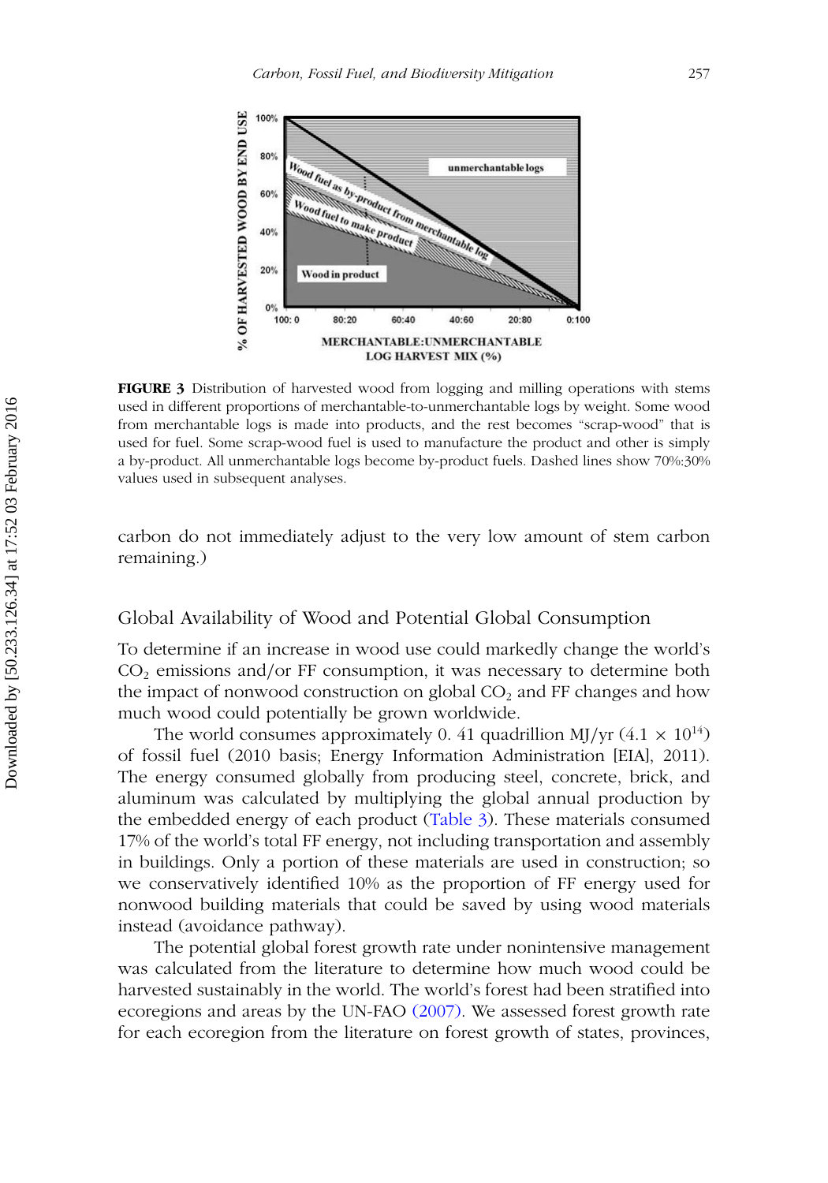**FIGURE 3** Distribution of harvested wood from logging and milling operations with stems used in different proportions of merchantable-to-unmerchantable logs by weight. Some wood from merchantable logs is made into products, and the rest becomes "scrap-wood" that is used for fuel. Some scrap-wood fuel is used to manufacture the product and other is simply a by-product. All unmerchantable logs become by-product fuels. Dashed lines show 70%:30% values used in subsequent analyses.

carbon do not immediately adjust to the very low amount of stem carbon remaining.)

## Global Availability of Wood and Potential Global Consumption

To determine if an increase in wood use could markedly change the world's $CO_2$ emissions and/or FF consumption, it was necessary to determine both the impact of nonwood construction on global $CO_2$ and FF changes and how much wood could potentially be grown worldwide.

The world consumes approximately 0. 41 quadrillion MJ/yr ($4.1 \times 10^{14}$) of fossil fuel (2010 basis; Energy Information Administration [EIA], 2011). The energy consumed globally from producing steel, concrete, brick, and aluminum was calculated by multiplying the global annual production by the embedded energy of each product (Table 3). These materials consumed 17% of the world's total FF energy, not including transportation and assembly in buildings. Only a portion of these materials are used in construction; so we conservatively identified 10% as the proportion of FF energy used for nonwood building materials that could be saved by using wood materials instead (avoidance pathway).

The potential global forest growth rate under nonintensive management was calculated from the literature to determine how much wood could be harvested sustainably in the world. The world's forest had been stratified into ecoregions and areas by the UN-FAO (2007). We assessed forest growth rate for each ecoregion from the literature on forest growth of states, provinces,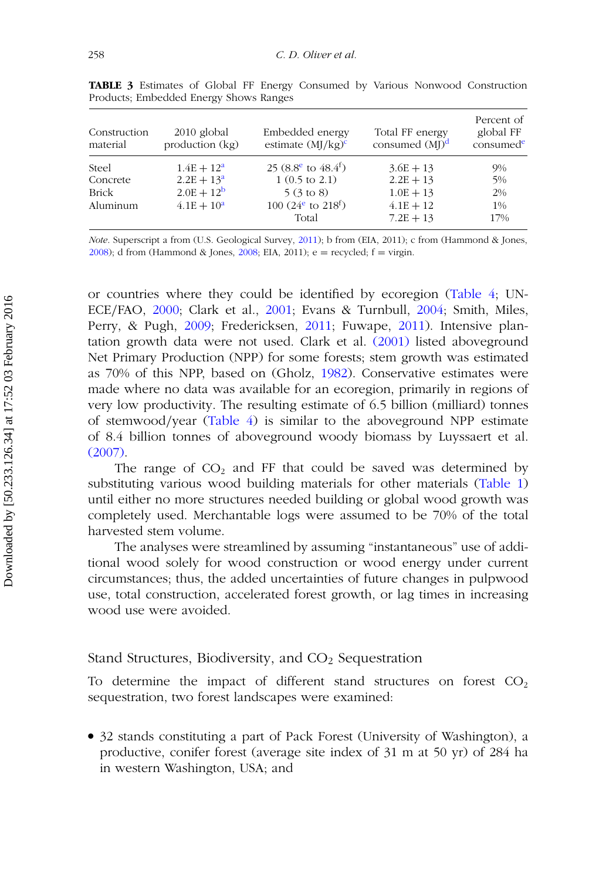**TABLE 3** Estimates of Global FF Energy Consumed by Various Nonwood Construction Products; Embedded Energy Shows Ranges

| Construction material | 2010 global production (kg) | Embedded energy estimate (MJ/kg)[c] | Total FF energy consumed (MJ)[d] | Percent of global FF consumed[e] |
|---|---|---|---|---|
| Steel | 1.4E + 12[a] | 25 (8.8[e] to 48.4[f]) | 3.6E + 13 | 9% |
| Concrete | 2.2E + 13[a] | 1 (0.5 to 2.1) | 2.2E + 13 | 5% |
| Brick | 2.0E + 12[b] | 5 (3 to 8) | 1.0E + 13 | 2% |
| Aluminum | 4.1E + 10[a] | 100 (24[e] to 218[f]) | 4.1E + 12 | 1% |
| | | Total | 7.2E + 13 | 17% |

*Note*. Superscript a from (U.S. Geological Survey, 2011); b from (EIA, 2011); c from (Hammond & Jones, 2008); d from (Hammond & Jones, 2008; EIA, 2011); e = recycled; f = virgin.

or countries where they could be identified by ecoregion (Table 4; UN-ECE/FAO, 2000; Clark et al., 2001; Evans & Turnbull, 2004; Smith, Miles, Perry, & Pugh, 2009; Fredericksen, 2011; Fuwape, 2011). Intensive plantation growth data were not used. Clark et al. (2001) listed aboveground Net Primary Production (NPP) for some forests; stem growth was estimated as 70% of this NPP, based on (Gholz, 1982). Conservative estimates were made where no data was available for an ecoregion, primarily in regions of very low productivity. The resulting estimate of 6.5 billion (milliard) tonnes of stemwood/year (Table 4) is similar to the aboveground NPP estimate of 8.4 billion tonnes of aboveground woody biomass by Luyssaert et al. (2007).

The range of $CO_2$ and FF that could be saved was determined by substituting various wood building materials for other materials (Table 1) until either no more structures needed building or global wood growth was completely used. Merchantable logs were assumed to be 70% of the total harvested stem volume.

The analyses were streamlined by assuming "instantaneous" use of additional wood solely for wood construction or wood energy under current circumstances; thus, the added uncertainties of future changes in pulpwood use, total construction, accelerated forest growth, or lag times in increasing wood use were avoided.

## Stand Structures, Biodiversity, and $CO_2$ Sequestration

To determine the impact of different stand structures on forest $CO_2$ sequestration, two forest landscapes were examined:

- 32 stands constituting a part of Pack Forest (University of Washington), a productive, conifer forest (average site index of 31 m at 50 yr) of 284 ha in western Washington, USA; and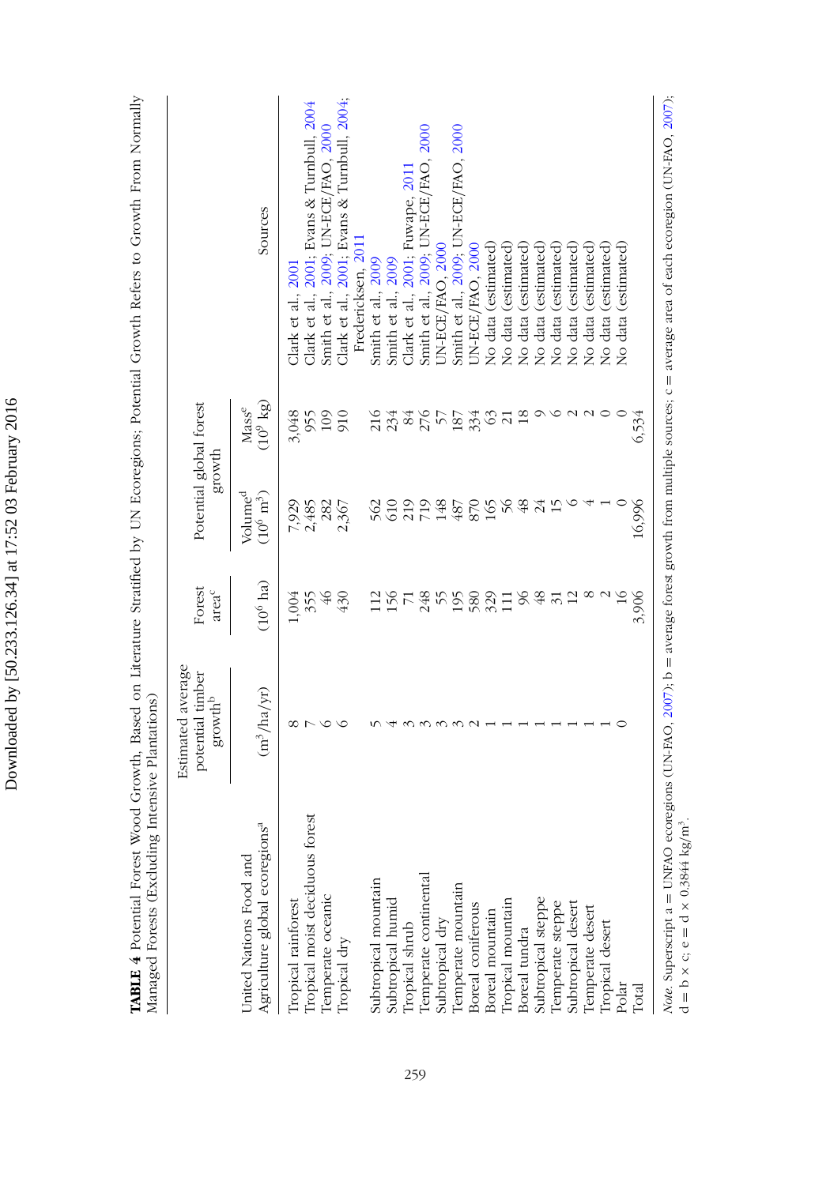**TABLE 4** Potential Forest Wood Growth, Based on Literature Stratified by UN Ecoregions; Potential Growth Refers to Growth From Normally Managed Forests (Excluding Intensive Plantations)

| United Nations Food and Agriculture global ecoregions[a] | Estimated average potential timber growth[b] | Forest area[c] | Potential global forest growth | | Sources |
|---|---|---|---|---|---|
| | ($m^3$/ha/yr) | ($10^6$ ha) | Volume[d] ($10^6$ $m^3$) | Mass[e] ($10^9$ kg) | |
| Tropical rainforest | 8 | 1,004 | 7,929 | 3,048 | Clark et al., 2001 |
| Tropical moist deciduous forest | 7 | 355 | 2,485 | 955 | Clark et al., 2001; Evans & Turnbull, 2004 |
| Temperate oceanic | 6 | 46 | 282 | 109 | Smith et al., 2009; UN-ECE/FAO, 2000 |
| Tropical dry | 6 | 430 | 2,367 | 910 | Clark et al., 2001; Evans & Turnbull, 2004; Fredericksen, 2011 |
| Subtropical mountain | 5 | 112 | 562 | 216 | Smith et al., 2009 |
| Subtropical humid | 4 | 156 | 610 | 234 | Smith et al., 2009 |
| Tropical shrub | 3 | 71 | 219 | 84 | Clark et al., 2001; Fuwape, 2011 |
| Temperate continental | 3 | 248 | 719 | 276 | Smith et al., 2009; UN-ECE/FAO, 2000 |
| Subtropical dry | 3 | 55 | 148 | 57 | UN-ECE/FAO, 2000 |
| Temperate mountain | 3 | 195 | 487 | 187 | Smith et al., 2009; UN-ECE/FAO, 2000 |
| Boreal coniferous | 2 | 580 | 870 | 334 | UN-ECE/FAO, 2000 |
| Boreal mountain | 1 | 329 | 165 | 63 | No data (estimated) |
| Tropical mountain | 1 | 111 | 56 | 21 | No data (estimated) |
| Boreal tundra | 1 | 96 | 48 | 18 | No data (estimated) |
| Subtropical steppe | 1 | 48 | 24 | 9 | No data (estimated) |
| Temperate steppe | 1 | 31 | 15 | 6 | No data (estimated) |
| Subtropical desert | 1 | 12 | 6 | 2 | No data (estimated) |
| Temperate desert | 1 | 8 | 4 | 2 | No data (estimated) |
| Tropical desert | 1 | 2 | 1 | 0 | No data (estimated) |
| Polar | 0 | 16 | 0 | 0 | No data (estimated) |
| Total | | 3,906 | 16,996 | 6,534 | |

*Note.* Superscript a = UNFAO ecoregions (UN-FAO, 2007); b = average forest growth from multiple sources; c = average area of each ecoregion (UN-FAO, 2007); d = b × c; e = d × 0.3844 kg/$m^3$.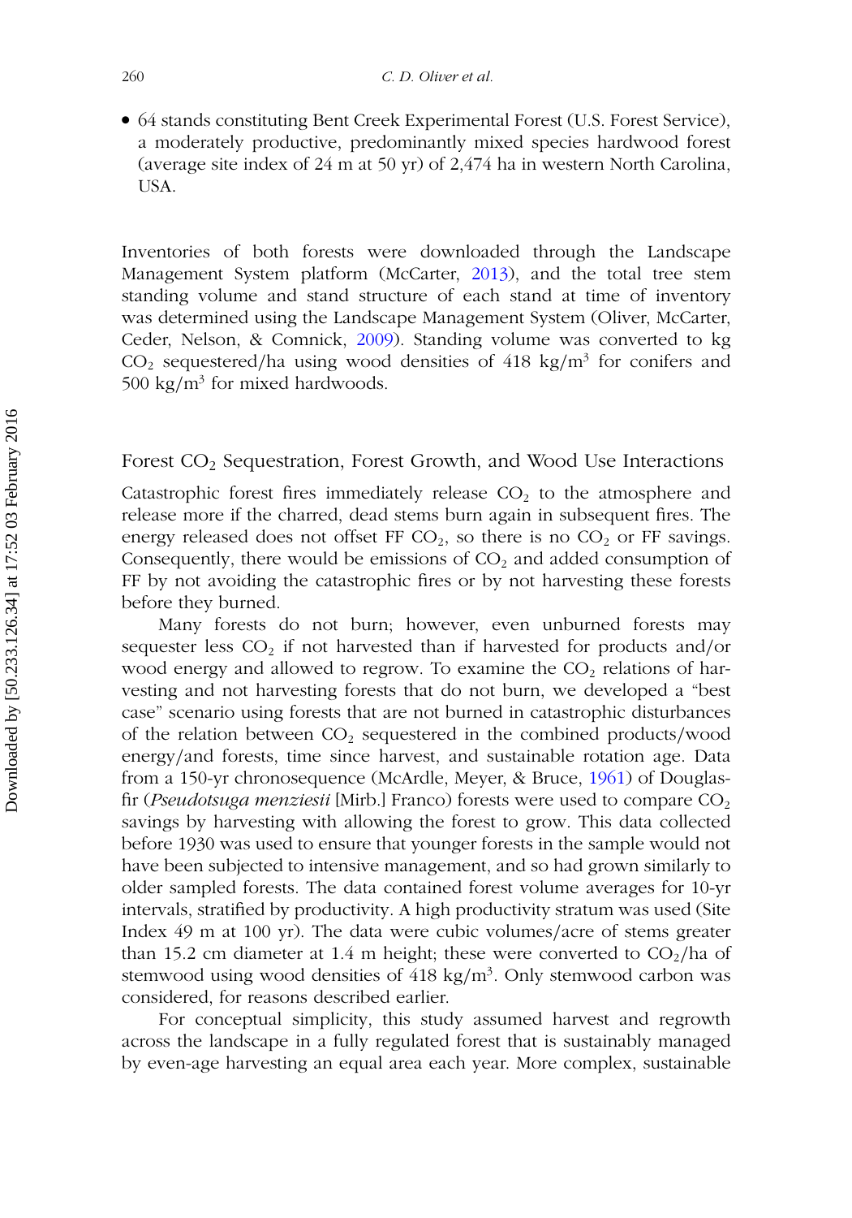- 64 stands constituting Bent Creek Experimental Forest (U.S. Forest Service), a moderately productive, predominantly mixed species hardwood forest (average site index of 24 m at 50 yr) of 2,474 ha in western North Carolina, USA.

Inventories of both forests were downloaded through the Landscape Management System platform (McCarter, 2013), and the total tree stem standing volume and stand structure of each stand at time of inventory was determined using the Landscape Management System (Oliver, McCarter, Ceder, Nelson, & Comnick, 2009). Standing volume was converted to kg $CO_2$ sequestered/ha using wood densities of 418 kg/m$^3$ for conifers and 500 kg/m$^3$ for mixed hardwoods.

## Forest $CO_2$ Sequestration, Forest Growth, and Wood Use Interactions

Catastrophic forest fires immediately release $CO_2$ to the atmosphere and release more if the charred, dead stems burn again in subsequent fires. The energy released does not offset FF $CO_2$, so there is no $CO_2$ or FF savings. Consequently, there would be emissions of $CO_2$ and added consumption of FF by not avoiding the catastrophic fires or by not harvesting these forests before they burned.

Many forests do not burn; however, even unburned forests may sequester less $CO_2$ if not harvested than if harvested for products and/or wood energy and allowed to regrow. To examine the $CO_2$ relations of harvesting and not harvesting forests that do not burn, we developed a "best case" scenario using forests that are not burned in catastrophic disturbances of the relation between $CO_2$ sequestered in the combined products/wood energy/and forests, time since harvest, and sustainable rotation age. Data from a 150-yr chronosequence (McArdle, Meyer, & Bruce, 1961) of Douglas-fir (*Pseudotsuga menziesii* [Mirb.] Franco) forests were used to compare $CO_2$ savings by harvesting with allowing the forest to grow. This data collected before 1930 was used to ensure that younger forests in the sample would not have been subjected to intensive management, and so had grown similarly to older sampled forests. The data contained forest volume averages for 10-yr intervals, stratified by productivity. A high productivity stratum was used (Site Index 49 m at 100 yr). The data were cubic volumes/acre of stems greater than 15.2 cm diameter at 1.4 m height; these were converted to $CO_2$/ha of stemwood using wood densities of 418 kg/m$^3$. Only stemwood carbon was considered, for reasons described earlier.

For conceptual simplicity, this study assumed harvest and regrowth across the landscape in a fully regulated forest that is sustainably managed by even-age harvesting an equal area each year. More complex, sustainable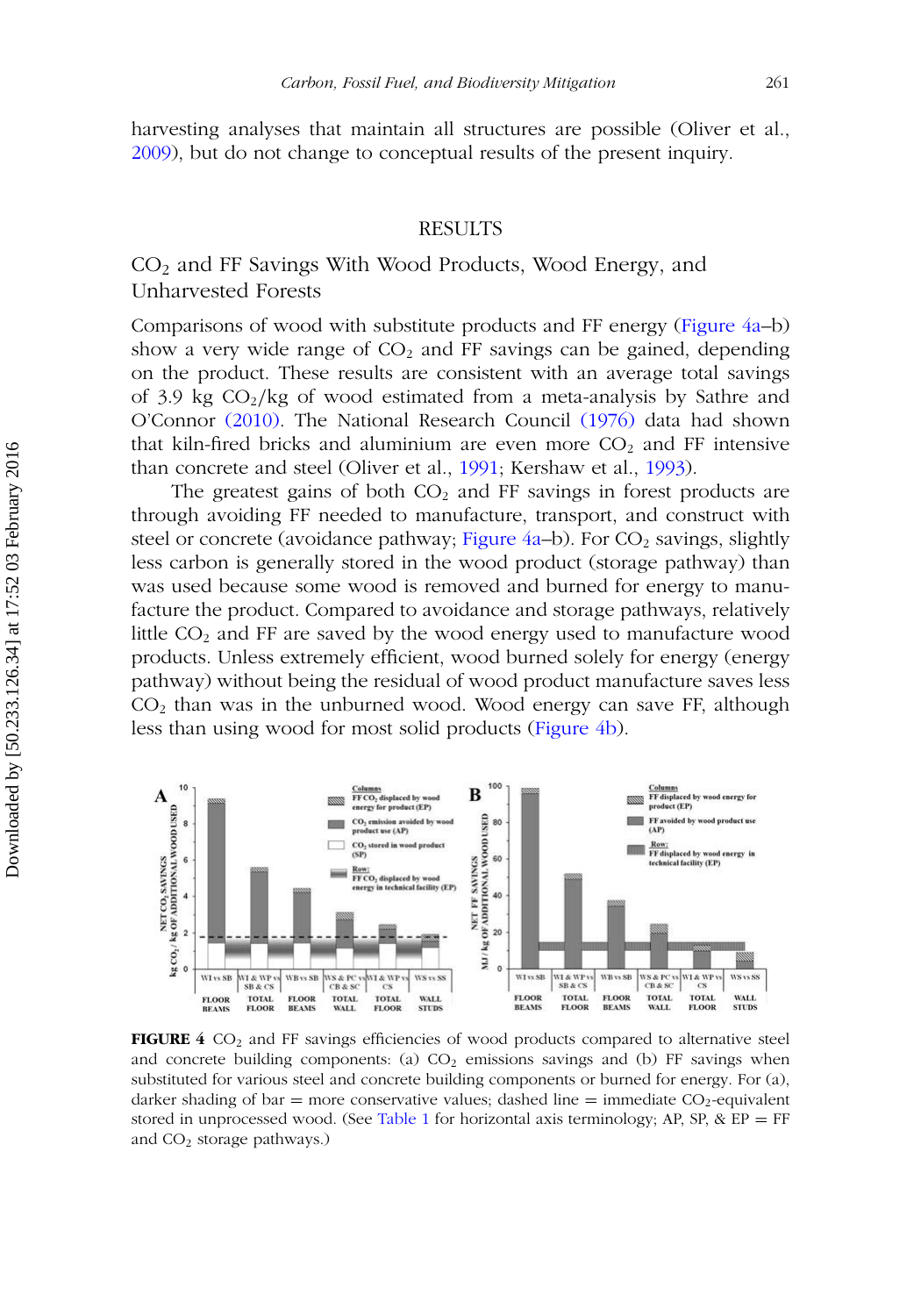harvesting analyses that maintain all structures are possible (Oliver et al., 2009), but do not change to conceptual results of the present inquiry.

## RESULTS

### $CO_2$ and FF Savings With Wood Products, Wood Energy, and Unharvested Forests

Comparisons of wood with substitute products and FF energy (Figure 4a–b) show a very wide range of $CO_2$ and FF savings can be gained, depending on the product. These results are consistent with an average total savings of 3.9 kg $CO_2$/kg of wood estimated from a meta-analysis by Sathre and O'Connor (2010). The National Research Council (1976) data had shown that kiln-fired bricks and aluminium are even more $CO_2$ and FF intensive than concrete and steel (Oliver et al., 1991; Kershaw et al., 1993).

The greatest gains of both $CO_2$ and FF savings in forest products are through avoiding FF needed to manufacture, transport, and construct with steel or concrete (avoidance pathway; Figure 4a–b). For $CO_2$ savings, slightly less carbon is generally stored in the wood product (storage pathway) than was used because some wood is removed and burned for energy to manufacture the product. Compared to avoidance and storage pathways, relatively little $CO_2$ and FF are saved by the wood energy used to manufacture wood products. Unless extremely efficient, wood burned solely for energy (energy pathway) without being the residual of wood product manufacture saves less $CO_2$ than was in the unburned wood. Wood energy can save FF, although less than using wood for most solid products (Figure 4b).

**FIGURE 4** $CO_2$ and FF savings efficiencies of wood products compared to alternative steel and concrete building components: (a) $CO_2$ emissions savings and (b) FF savings when substituted for various steel and concrete building components or burned for energy. For (a), darker shading of bar = more conservative values; dashed line = immediate $CO_2$-equivalent stored in unprocessed wood. (See Table 1 for horizontal axis terminology; AP, SP, & EP = FF and $CO_2$ storage pathways.)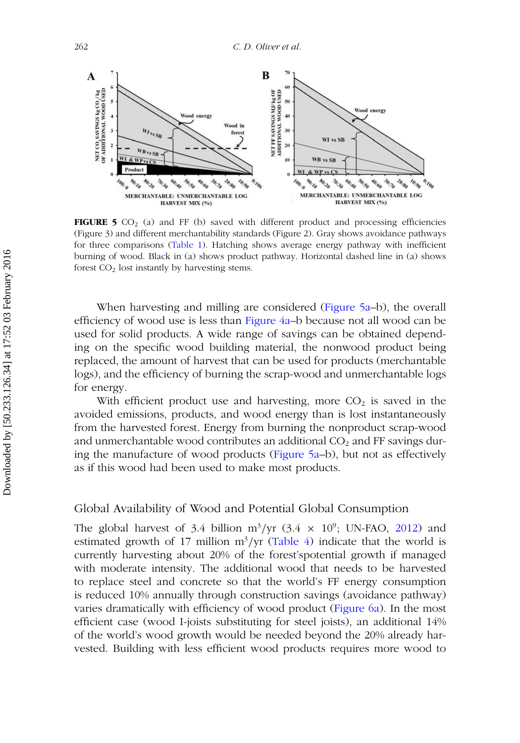**FIGURE 5** $CO_2$ (a) and FF (b) saved with different product and processing efficiencies (Figure 3) and different merchantability standards (Figure 2). Gray shows avoidance pathways for three comparisons (Table 1). Hatching shows average energy pathway with inefficient burning of wood. Black in (a) shows product pathway. Horizontal dashed line in (a) shows forest $CO_2$ lost instantly by harvesting stems.

When harvesting and milling are considered (Figure 5a–b), the overall efficiency of wood use is less than Figure 4a–b because not all wood can be used for solid products. A wide range of savings can be obtained depending on the specific wood building material, the nonwood product being replaced, the amount of harvest that can be used for products (merchantable logs), and the efficiency of burning the scrap-wood and unmerchantable logs for energy.

With efficient product use and harvesting, more $CO_2$ is saved in the avoided emissions, products, and wood energy than is lost instantaneously from the harvested forest. Energy from burning the nonproduct scrap-wood and unmerchantable wood contributes an additional $CO_2$ and FF savings during the manufacture of wood products (Figure 5a–b), but not as effectively as if this wood had been used to make most products.

## Global Availability of Wood and Potential Global Consumption

The global harvest of 3.4 billion $m^3$/yr ($3.4 \times 10^9$; UN-FAO, 2012) and estimated growth of 17 million $m^3$/yr (Table 4) indicate that the world is currently harvesting about 20% of the forest'spotential growth if managed with moderate intensity. The additional wood that needs to be harvested to replace steel and concrete so that the world's FF energy consumption is reduced 10% annually through construction savings (avoidance pathway) varies dramatically with efficiency of wood product (Figure 6a). In the most efficient case (wood I-joists substituting for steel joists), an additional 14% of the world's wood growth would be needed beyond the 20% already harvested. Building with less efficient wood products requires more wood to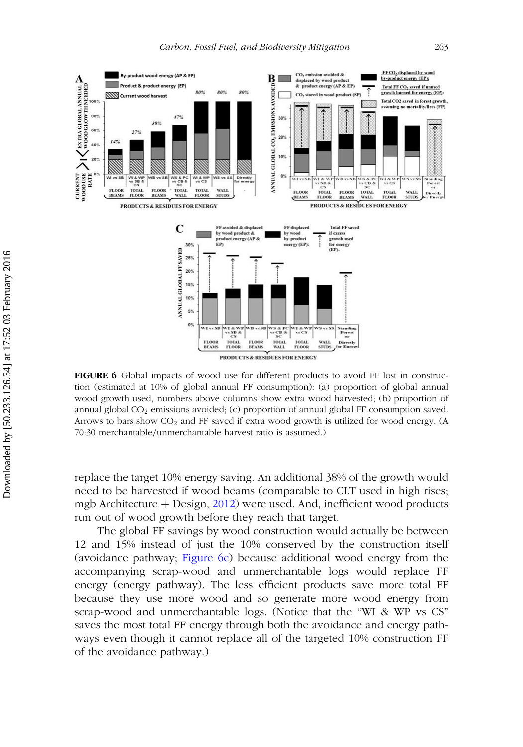**FIGURE 6** Global impacts of wood use for different products to avoid FF lost in construction (estimated at 10% of global annual FF consumption): (a) proportion of global annual wood growth used, numbers above columns show extra wood harvested; (b) proportion of annual global $CO_2$ emissions avoided; (c) proportion of annual global FF consumption saved. Arrows to bars show $CO_2$ and FF saved if extra wood growth is utilized for wood energy. (A 70:30 merchantable/unmerchantable harvest ratio is assumed.)

replace the target 10% energy saving. An additional 38% of the growth would need to be harvested if wood beams (comparable to CLT used in high rises; mgb Architecture + Design, 2012) were used. And, inefficient wood products run out of wood growth before they reach that target.

The global FF savings by wood construction would actually be between 12 and 15% instead of just the 10% conserved by the construction itself (avoidance pathway; Figure 6c) because additional wood energy from the accompanying scrap-wood and unmerchantable logs would replace FF energy (energy pathway). The less efficient products save more total FF because they use more wood and so generate more wood energy from scrap-wood and unmerchantable logs. (Notice that the "WI & WP vs CS" saves the most total FF energy through both the avoidance and energy pathways even though it cannot replace all of the targeted 10% construction FF of the avoidance pathway.)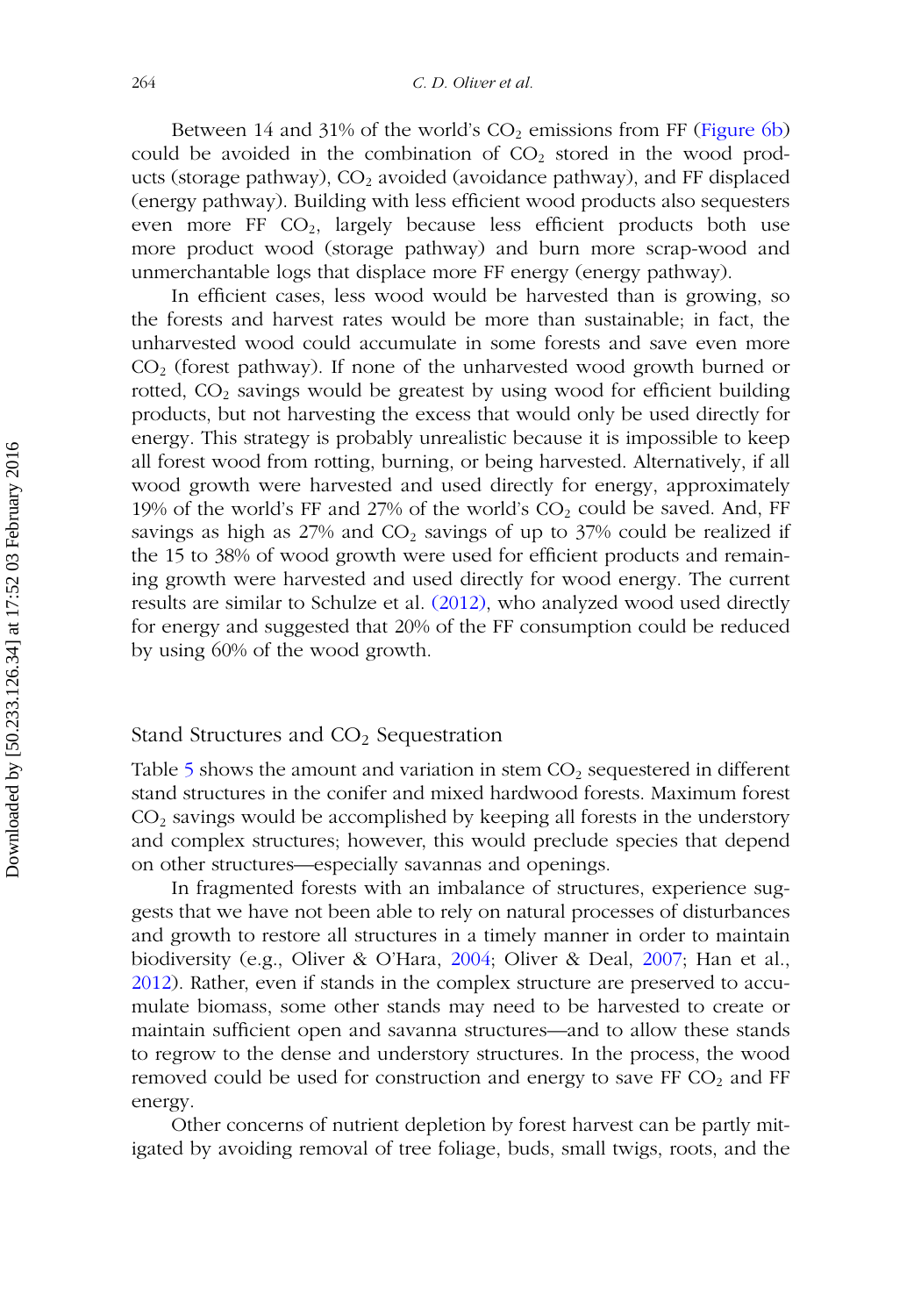Between 14 and 31% of the world's $CO_2$ emissions from FF (Figure 6b) could be avoided in the combination of $CO_2$ stored in the wood products (storage pathway), $CO_2$ avoided (avoidance pathway), and FF displaced (energy pathway). Building with less efficient wood products also sequesters even more FF $CO_2$, largely because less efficient products both use more product wood (storage pathway) and burn more scrap-wood and unmerchantable logs that displace more FF energy (energy pathway).

In efficient cases, less wood would be harvested than is growing, so the forests and harvest rates would be more than sustainable; in fact, the unharvested wood could accumulate in some forests and save even more $CO_2$ (forest pathway). If none of the unharvested wood growth burned or rotted, $CO_2$ savings would be greatest by using wood for efficient building products, but not harvesting the excess that would only be used directly for energy. This strategy is probably unrealistic because it is impossible to keep all forest wood from rotting, burning, or being harvested. Alternatively, if all wood growth were harvested and used directly for energy, approximately 19% of the world's FF and 27% of the world's $CO_2$ could be saved. And, FF savings as high as 27% and $CO_2$ savings of up to 37% could be realized if the 15 to 38% of wood growth were used for efficient products and remaining growth were harvested and used directly for wood energy. The current results are similar to Schulze et al. (2012), who analyzed wood used directly for energy and suggested that 20% of the FF consumption could be reduced by using 60% of the wood growth.

## Stand Structures and $CO_2$ Sequestration

Table 5 shows the amount and variation in stem $CO_2$ sequestered in different stand structures in the conifer and mixed hardwood forests. Maximum forest $CO_2$ savings would be accomplished by keeping all forests in the understory and complex structures; however, this would preclude species that depend on other structures—especially savannas and openings.

In fragmented forests with an imbalance of structures, experience suggests that we have not been able to rely on natural processes of disturbances and growth to restore all structures in a timely manner in order to maintain biodiversity (e.g., Oliver & O'Hara, 2004; Oliver & Deal, 2007; Han et al., 2012). Rather, even if stands in the complex structure are preserved to accumulate biomass, some other stands may need to be harvested to create or maintain sufficient open and savanna structures—and to allow these stands to regrow to the dense and understory structures. In the process, the wood removed could be used for construction and energy to save FF $CO_2$ and FF energy.

Other concerns of nutrient depletion by forest harvest can be partly mitigated by avoiding removal of tree foliage, buds, small twigs, roots, and the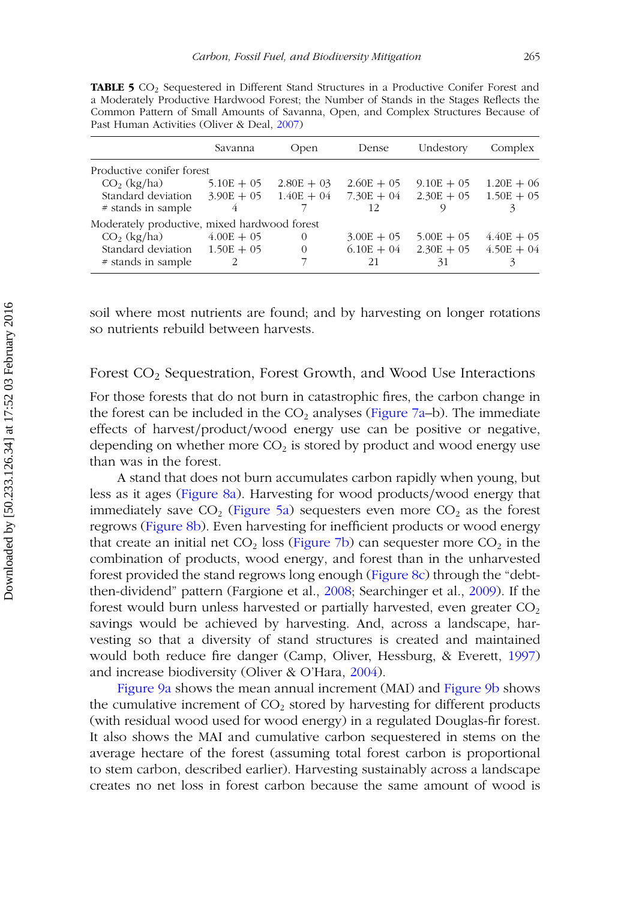**TABLE 5** $CO_2$ Sequestered in Different Stand Structures in a Productive Conifer Forest and a Moderately Productive Hardwood Forest; the Number of Stands in the Stages Reflects the Common Pattern of Small Amounts of Savanna, Open, and Complex Structures Because of Past Human Activities (Oliver & Deal, 2007)

| | Savanna | Open | Dense | Undestory | Complex |
|---|---|---|---|---|---|
| Productive conifer forest | | | | | |
| $CO_2$ (kg/ha) | 5.10E + 05 | 2.80E + 03 | 2.60E + 05 | 9.10E + 05 | 1.20E + 06 |
| Standard deviation | 3.90E + 05 | 1.40E + 04 | 7.30E + 04 | 2.30E + 05 | 1.50E + 05 |
| # stands in sample | 4 | 7 | 12 | 9 | 3 |
| Moderately productive, mixed hardwood forest | | | | | |
| $CO_2$ (kg/ha) | 4.00E + 05 | 0 | 3.00E + 05 | 5.00E + 05 | 4.40E + 05 |
| Standard deviation | 1.50E + 05 | 0 | 6.10E + 04 | 2.30E + 05 | 4.50E + 04 |
| # stands in sample | 2 | 7 | 21 | 31 | 3 |

soil where most nutrients are found; and by harvesting on longer rotations so nutrients rebuild between harvests.

## Forest $CO_2$ Sequestration, Forest Growth, and Wood Use Interactions

For those forests that do not burn in catastrophic fires, the carbon change in the forest can be included in the $CO_2$ analyses (Figure 7a–b). The immediate effects of harvest/product/wood energy use can be positive or negative, depending on whether more $CO_2$ is stored by product and wood energy use than was in the forest.

A stand that does not burn accumulates carbon rapidly when young, but less as it ages (Figure 8a). Harvesting for wood products/wood energy that immediately save $CO_2$ (Figure 5a) sequesters even more $CO_2$ as the forest regrows (Figure 8b). Even harvesting for inefficient products or wood energy that create an initial net $CO_2$ loss (Figure 7b) can sequester more $CO_2$ in the combination of products, wood energy, and forest than in the unharvested forest provided the stand regrows long enough (Figure 8c) through the "debt-then-dividend" pattern (Fargione et al., 2008; Searchinger et al., 2009). If the forest would burn unless harvested or partially harvested, even greater $CO_2$ savings would be achieved by harvesting. And, across a landscape, harvesting so that a diversity of stand structures is created and maintained would both reduce fire danger (Camp, Oliver, Hessburg, & Everett, 1997) and increase biodiversity (Oliver & O'Hara, 2004).

Figure 9a shows the mean annual increment (MAI) and Figure 9b shows the cumulative increment of $CO_2$ stored by harvesting for different products (with residual wood used for wood energy) in a regulated Douglas-fir forest. It also shows the MAI and cumulative carbon sequestered in stems on the average hectare of the forest (assuming total forest carbon is proportional to stem carbon, described earlier). Harvesting sustainably across a landscape creates no net loss in forest carbon because the same amount of wood is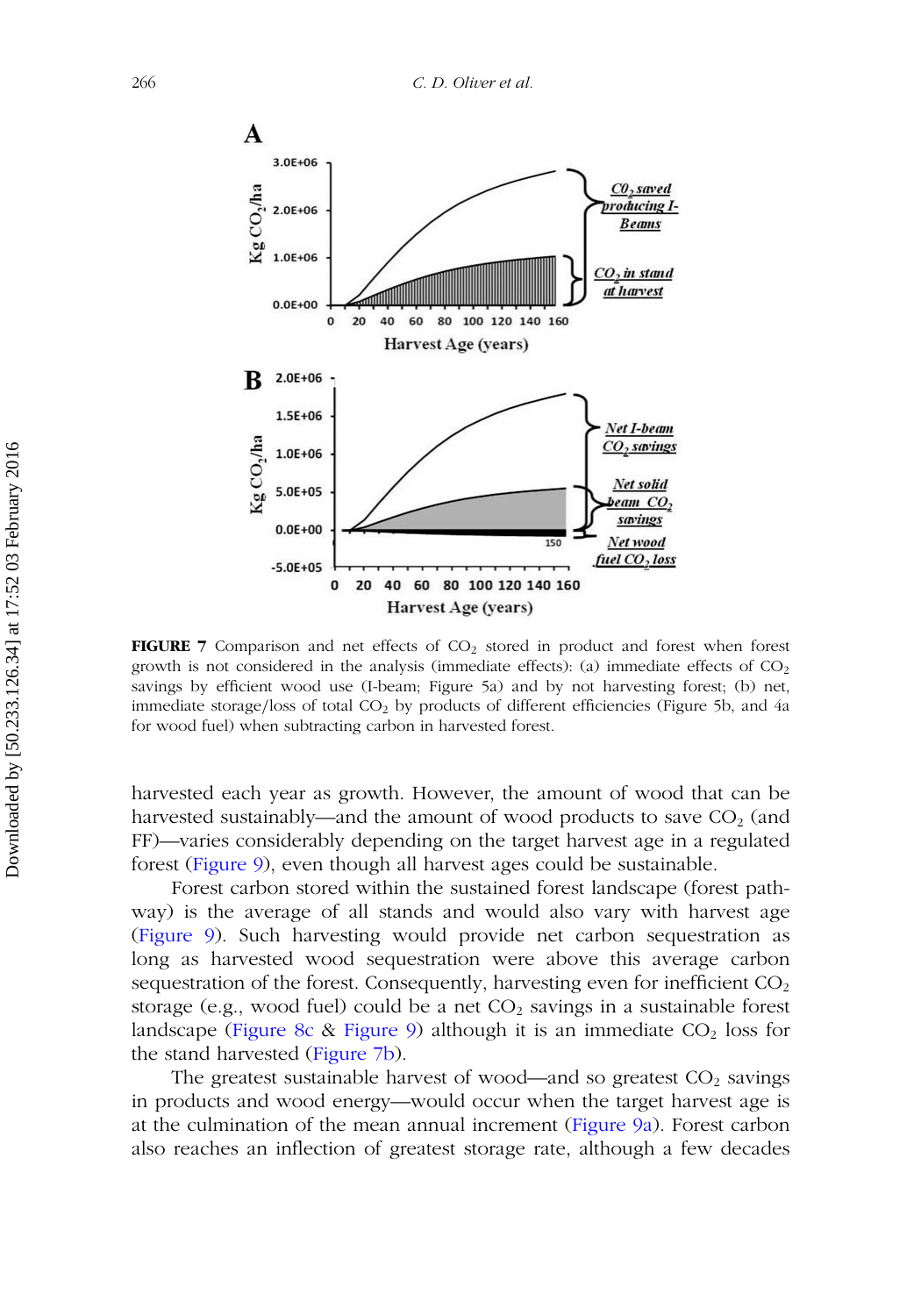**FIGURE 7** Comparison and net effects of $CO_2$ stored in product and forest when forest growth is not considered in the analysis (immediate effects): (a) immediate effects of $CO_2$ savings by efficient wood use (I-beam; Figure 5a) and by not harvesting forest; (b) net, immediate storage/loss of total $CO_2$ by products of different efficiencies (Figure 5b, and 4a for wood fuel) when subtracting carbon in harvested forest.

harvested each year as growth. However, the amount of wood that can be harvested sustainably—and the amount of wood products to save $CO_2$ (and FF)—varies considerably depending on the target harvest age in a regulated forest (Figure 9), even though all harvest ages could be sustainable.

Forest carbon stored within the sustained forest landscape (forest pathway) is the average of all stands and would also vary with harvest age (Figure 9). Such harvesting would provide net carbon sequestration as long as harvested wood sequestration were above this average carbon sequestration of the forest. Consequently, harvesting even for inefficient $CO_2$ storage (e.g., wood fuel) could be a net $CO_2$ savings in a sustainable forest landscape (Figure 8c & Figure 9) although it is an immediate $CO_2$ loss for the stand harvested (Figure 7b).

The greatest sustainable harvest of wood—and so greatest $CO_2$ savings in products and wood energy—would occur when the target harvest age is at the culmination of the mean annual increment (Figure 9a). Forest carbon also reaches an inflection of greatest storage rate, although a few decades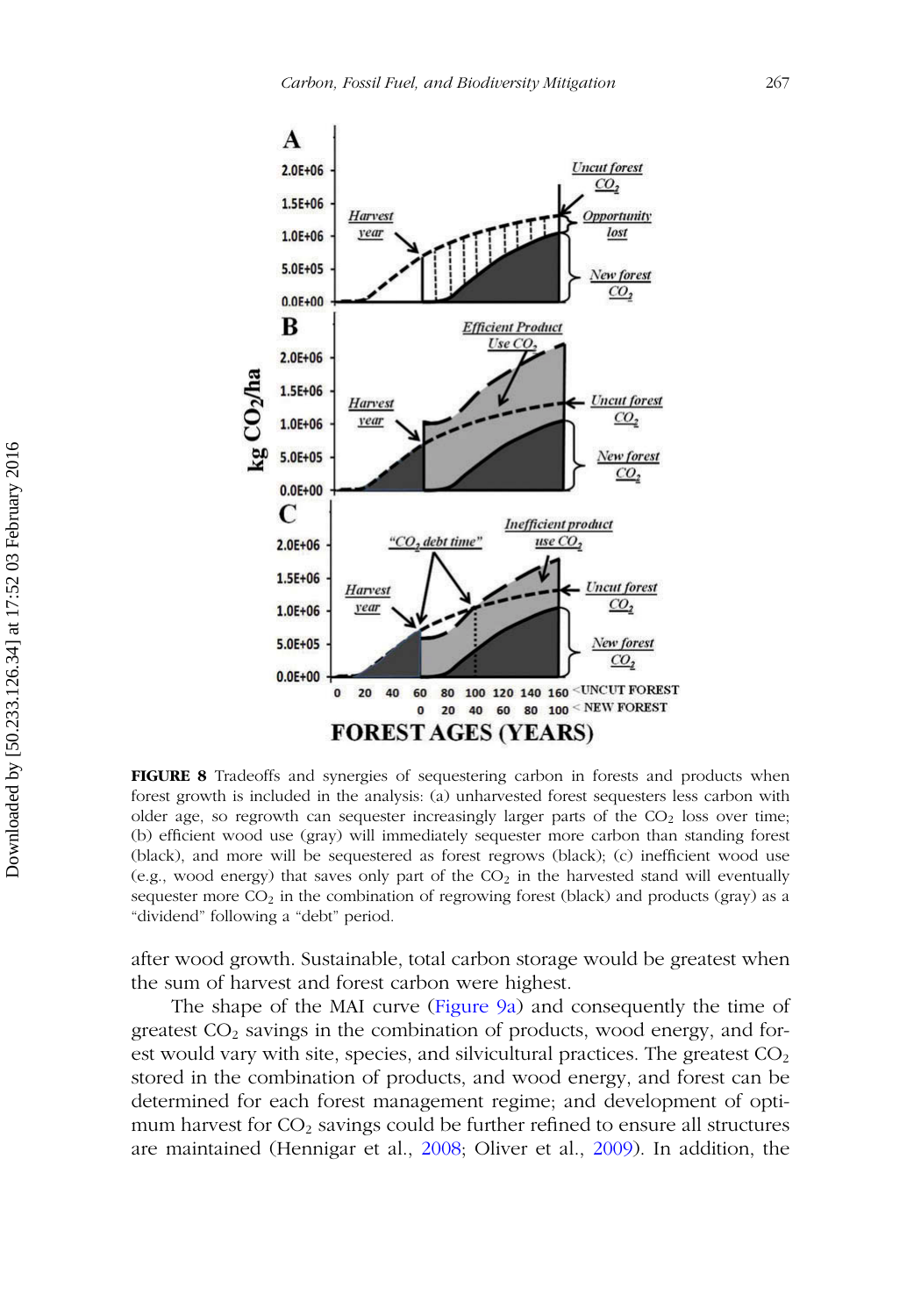**FIGURE 8** Tradeoffs and synergies of sequestering carbon in forests and products when forest growth is included in the analysis: (a) unharvested forest sequesters less carbon with older age, so regrowth can sequester increasingly larger parts of the $CO_2$ loss over time; (b) efficient wood use (gray) will immediately sequester more carbon than standing forest (black), and more will be sequestered as forest regrows (black); (c) inefficient wood use (e.g., wood energy) that saves only part of the $CO_2$ in the harvested stand will eventually sequester more $CO_2$ in the combination of regrowing forest (black) and products (gray) as a "dividend" following a "debt" period.

after wood growth. Sustainable, total carbon storage would be greatest when the sum of harvest and forest carbon were highest.

The shape of the MAI curve (Figure 9a) and consequently the time of greatest $CO_2$ savings in the combination of products, wood energy, and forest would vary with site, species, and silvicultural practices. The greatest $CO_2$ stored in the combination of products, and wood energy, and forest can be determined for each forest management regime; and development of optimum harvest for $CO_2$ savings could be further refined to ensure all structures are maintained (Hennigar et al., 2008; Oliver et al., 2009). In addition, the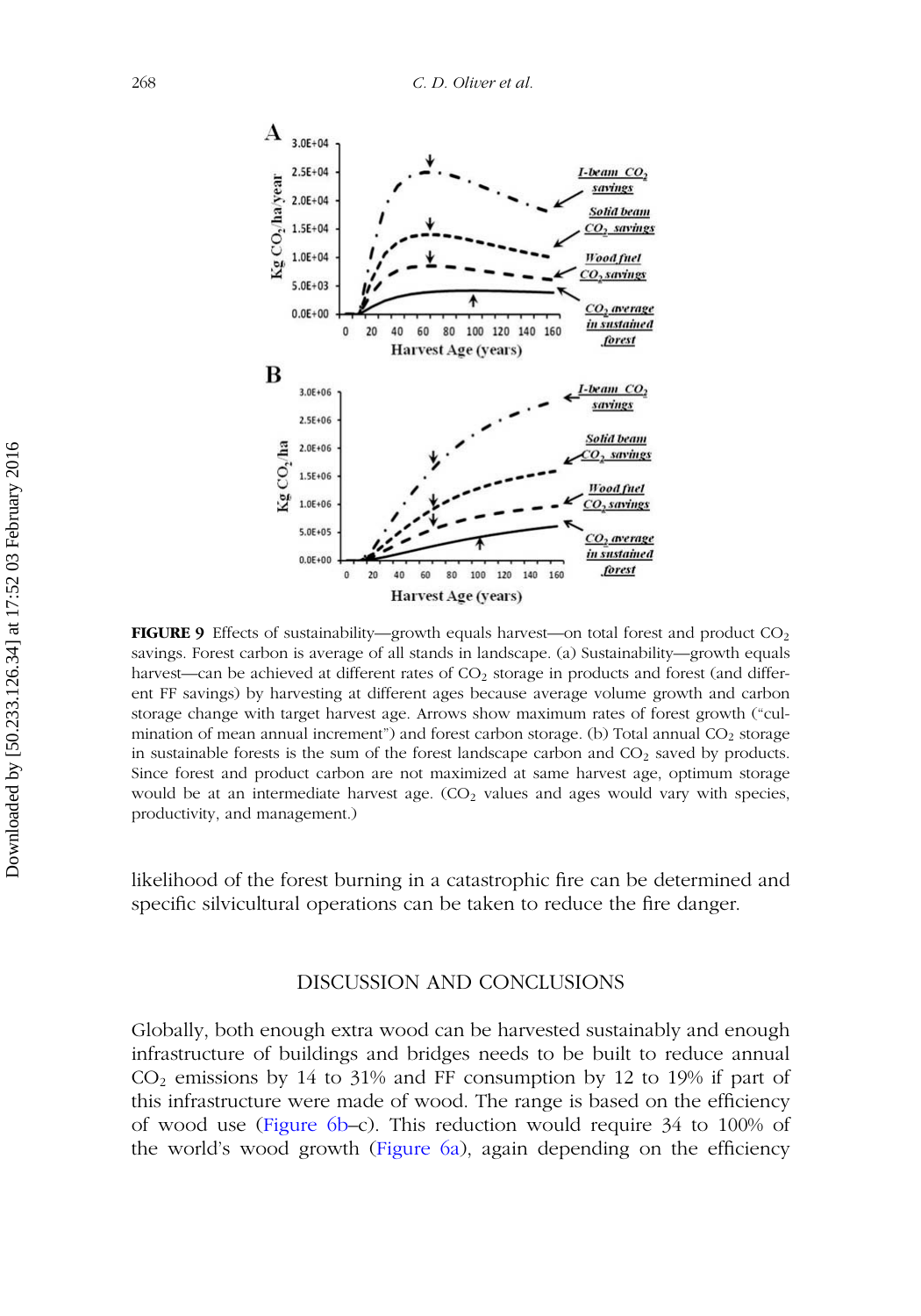**FIGURE 9** Effects of sustainability—growth equals harvest—on total forest and product $CO_2$ savings. Forest carbon is average of all stands in landscape. (a) Sustainability—growth equals harvest—can be achieved at different rates of $CO_2$ storage in products and forest (and different FF savings) by harvesting at different ages because average volume growth and carbon storage change with target harvest age. Arrows show maximum rates of forest growth ("culmination of mean annual increment") and forest carbon storage. (b) Total annual $CO_2$ storage in sustainable forests is the sum of the forest landscape carbon and $CO_2$ saved by products. Since forest and product carbon are not maximized at same harvest age, optimum storage would be at an intermediate harvest age. ($CO_2$ values and ages would vary with species, productivity, and management.)

likelihood of the forest burning in a catastrophic fire can be determined and specific silvicultural operations can be taken to reduce the fire danger.

## DISCUSSION AND CONCLUSIONS

Globally, both enough extra wood can be harvested sustainably and enough infrastructure of buildings and bridges needs to be built to reduce annual $CO_2$ emissions by 14 to 31% and FF consumption by 12 to 19% if part of this infrastructure were made of wood. The range is based on the efficiency of wood use (Figure 6b–c). This reduction would require 34 to 100% of the world's wood growth (Figure 6a), again depending on the efficiency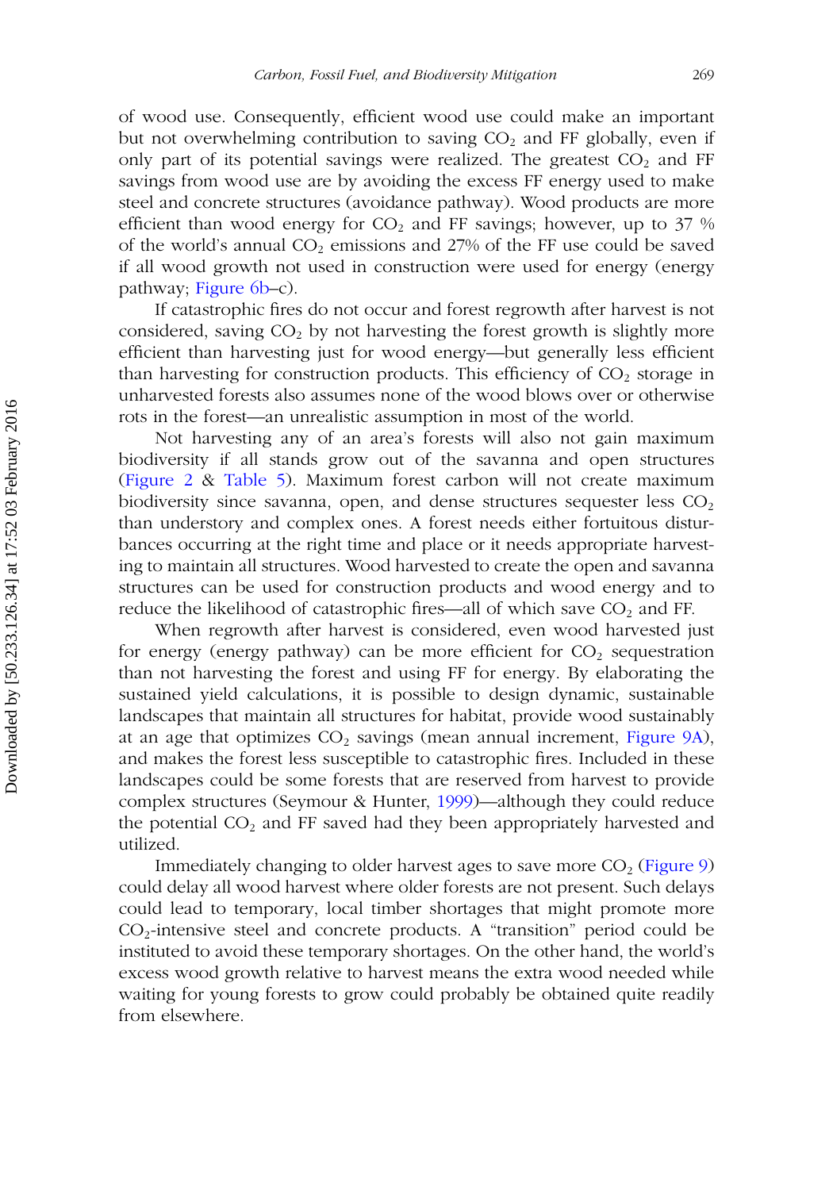of wood use. Consequently, efficient wood use could make an important but not overwhelming contribution to saving $CO_2$ and FF globally, even if only part of its potential savings were realized. The greatest $CO_2$ and FF savings from wood use are by avoiding the excess FF energy used to make steel and concrete structures (avoidance pathway). Wood products are more efficient than wood energy for $CO_2$ and FF savings; however, up to 37 % of the world's annual $CO_2$ emissions and 27% of the FF use could be saved if all wood growth not used in construction were used for energy (energy pathway; Figure 6b–c).

If catastrophic fires do not occur and forest regrowth after harvest is not considered, saving $CO_2$ by not harvesting the forest growth is slightly more efficient than harvesting just for wood energy—but generally less efficient than harvesting for construction products. This efficiency of $CO_2$ storage in unharvested forests also assumes none of the wood blows over or otherwise rots in the forest—an unrealistic assumption in most of the world.

Not harvesting any of an area's forests will also not gain maximum biodiversity if all stands grow out of the savanna and open structures (Figure 2 & Table 5). Maximum forest carbon will not create maximum biodiversity since savanna, open, and dense structures sequester less $CO_2$ than understory and complex ones. A forest needs either fortuitous disturbances occurring at the right time and place or it needs appropriate harvesting to maintain all structures. Wood harvested to create the open and savanna structures can be used for construction products and wood energy and to reduce the likelihood of catastrophic fires—all of which save $CO_2$ and FF.

When regrowth after harvest is considered, even wood harvested just for energy (energy pathway) can be more efficient for $CO_2$ sequestration than not harvesting the forest and using FF for energy. By elaborating the sustained yield calculations, it is possible to design dynamic, sustainable landscapes that maintain all structures for habitat, provide wood sustainably at an age that optimizes $CO_2$ savings (mean annual increment, Figure 9A), and makes the forest less susceptible to catastrophic fires. Included in these landscapes could be some forests that are reserved from harvest to provide complex structures (Seymour & Hunter, 1999)—although they could reduce the potential $CO_2$ and FF saved had they been appropriately harvested and utilized.

Immediately changing to older harvest ages to save more $CO_2$ (Figure 9) could delay all wood harvest where older forests are not present. Such delays could lead to temporary, local timber shortages that might promote more $CO_2$-intensive steel and concrete products. A "transition" period could be instituted to avoid these temporary shortages. On the other hand, the world's excess wood growth relative to harvest means the extra wood needed while waiting for young forests to grow could probably be obtained quite readily from elsewhere.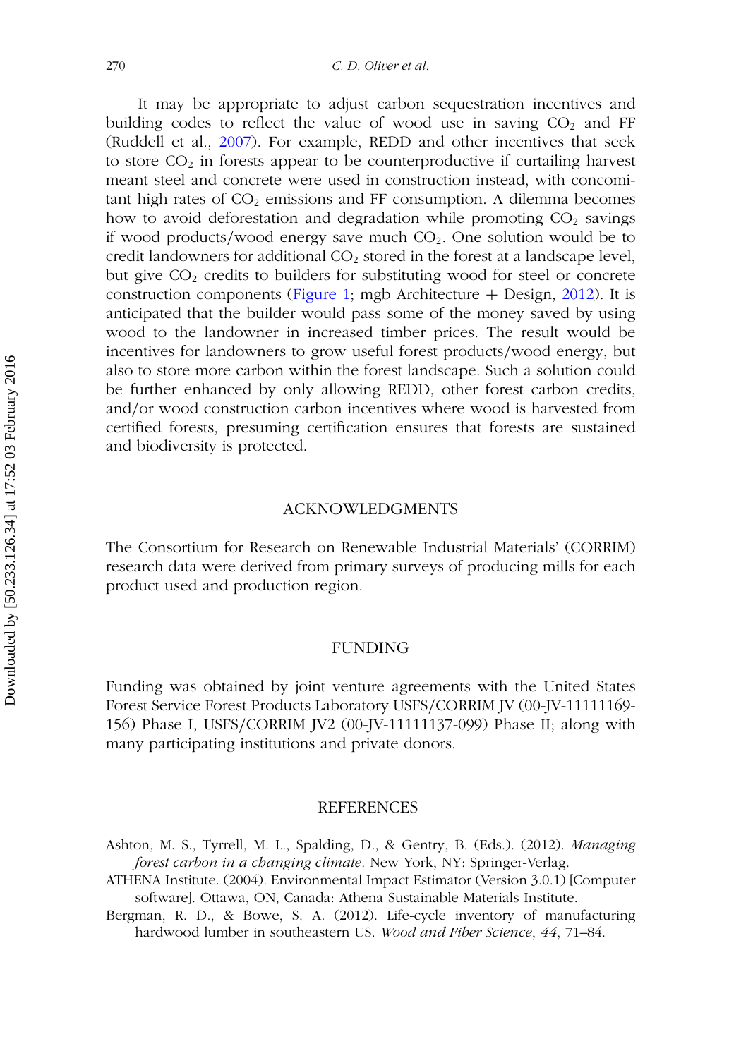It may be appropriate to adjust carbon sequestration incentives and building codes to reflect the value of wood use in saving $CO_2$ and FF (Ruddell et al., 2007). For example, REDD and other incentives that seek to store $CO_2$ in forests appear to be counterproductive if curtailing harvest meant steel and concrete were used in construction instead, with concomitant high rates of $CO_2$ emissions and FF consumption. A dilemma becomes how to avoid deforestation and degradation while promoting $CO_2$ savings if wood products/wood energy save much $CO_2$. One solution would be to credit landowners for additional $CO_2$ stored in the forest at a landscape level, but give $CO_2$ credits to builders for substituting wood for steel or concrete construction components (Figure 1; mgb Architecture + Design, 2012). It is anticipated that the builder would pass some of the money saved by using wood to the landowner in increased timber prices. The result would be incentives for landowners to grow useful forest products/wood energy, but also to store more carbon within the forest landscape. Such a solution could be further enhanced by only allowing REDD, other forest carbon credits, and/or wood construction carbon incentives where wood is harvested from certified forests, presuming certification ensures that forests are sustained and biodiversity is protected.

## ACKNOWLEDGMENTS

The Consortium for Research on Renewable Industrial Materials' (CORRIM) research data were derived from primary surveys of producing mills for each product used and production region.

## FUNDING

Funding was obtained by joint venture agreements with the United States Forest Service Forest Products Laboratory USFS/CORRIM JV (00-JV-11111169-156) Phase I, USFS/CORRIM JV2 (00-JV-11111137-099) Phase II; along with many participating institutions and private donors.

## REFERENCES

Ashton, M. S., Tyrrell, M. L., Spalding, D., & Gentry, B. (Eds.). (2012). *Managing forest carbon in a changing climate*. New York, NY: Springer-Verlag.

ATHENA Institute. (2004). Environmental Impact Estimator (Version 3.0.1) [Computer software]. Ottawa, ON, Canada: Athena Sustainable Materials Institute.

Bergman, R. D., & Bowe, S. A. (2012). Life-cycle inventory of manufacturing hardwood lumber in southeastern US. *Wood and Fiber Science*, *44*, 71–84.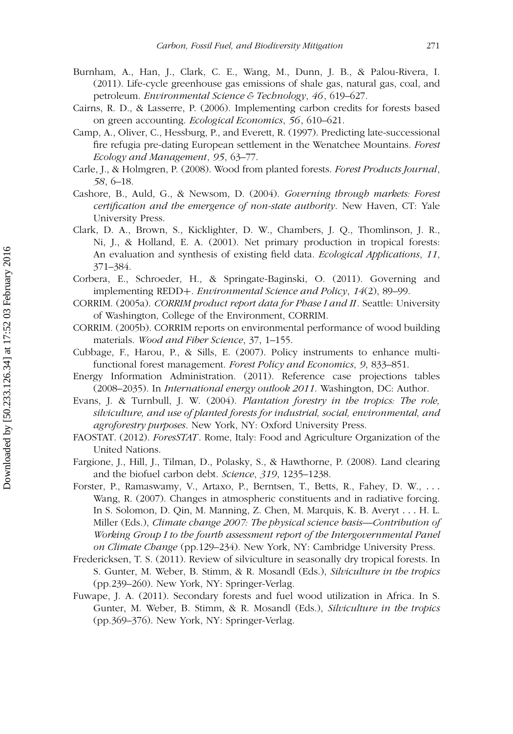Burnham, A., Han, J., Clark, C. E., Wang, M., Dunn, J. B., & Palou-Rivera, I. (2011). Life-cycle greenhouse gas emissions of shale gas, natural gas, coal, and petroleum. *Environmental Science & Technology*, *46*, 619–627.

Cairns, R. D., & Lasserre, P. (2006). Implementing carbon credits for forests based on green accounting. *Ecological Economics*, *56*, 610–621.

Camp, A., Oliver, C., Hessburg, P., and Everett, R. (1997). Predicting late-successional fire refugia pre-dating European settlement in the Wenatchee Mountains. *Forest Ecology and Management*, *95*, 63–77.

Carle, J., & Holmgren, P. (2008). Wood from planted forests. *Forest Products Journal*, *58*, 6–18.

Cashore, B., Auld, G., & Newsom, D. (2004). *Governing through markets: Forest certification and the emergence of non-state authority*. New Haven, CT: Yale University Press.

Clark, D. A., Brown, S., Kicklighter, D. W., Chambers, J. Q., Thomlinson, J. R., Ni, J., & Holland, E. A. (2001). Net primary production in tropical forests: An evaluation and synthesis of existing field data. *Ecological Applications*, *11*, 371–384.

Corbera, E., Schroeder, H., & Springate-Baginski, O. (2011). Governing and implementing REDD+. *Environmental Science and Policy*, *14*(2), 89–99.

CORRIM. (2005a). *CORRIM product report data for Phase I and II*. Seattle: University of Washington, College of the Environment, CORRIM.

CORRIM. (2005b). CORRIM reports on environmental performance of wood building materials. *Wood and Fiber Science*, 37, 1–155.

Cubbage, F., Harou, P., & Sills, E. (2007). Policy instruments to enhance multi-functional forest management. *Forest Policy and Economics*, *9*, 833–851.

Energy Information Administration. (2011). Reference case projections tables (2008–2035). In *International energy outlook 2011*. Washington, DC: Author.

Evans, J. & Turnbull, J. W. (2004). *Plantation forestry in the tropics: The role, silviculture, and use of planted forests for industrial, social, environmental, and agroforestry purposes*. New York, NY: Oxford University Press.

FAOSTAT. (2012). *ForesSTAT*. Rome, Italy: Food and Agriculture Organization of the United Nations.

Fargione, J., Hill, J., Tilman, D., Polasky, S., & Hawthorne, P. (2008). Land clearing and the biofuel carbon debt. *Science*, *319*, 1235–1238.

Forster, P., Ramaswamy, V., Artaxo, P., Berntsen, T., Betts, R., Fahey, D. W., . . . Wang, R. (2007). Changes in atmospheric constituents and in radiative forcing. In S. Solomon, D. Qin, M. Manning, Z. Chen, M. Marquis, K. B. Averyt . . . H. L. Miller (Eds.), *Climate change 2007: The physical science basis—Contribution of Working Group I to the fourth assessment report of the Intergovernmental Panel on Climate Change* (pp.129–234). New York, NY: Cambridge University Press.

Fredericksen, T. S. (2011). Review of silviculture in seasonally dry tropical forests. In S. Gunter, M. Weber, B. Stimm, & R. Mosandl (Eds.), *Silviculture in the tropics* (pp.239–260). New York, NY: Springer-Verlag.

Fuwape, J. A. (2011). Secondary forests and fuel wood utilization in Africa. In S. Gunter, M. Weber, B. Stimm, & R. Mosandl (Eds.), *Silviculture in the tropics* (pp.369–376). New York, NY: Springer-Verlag.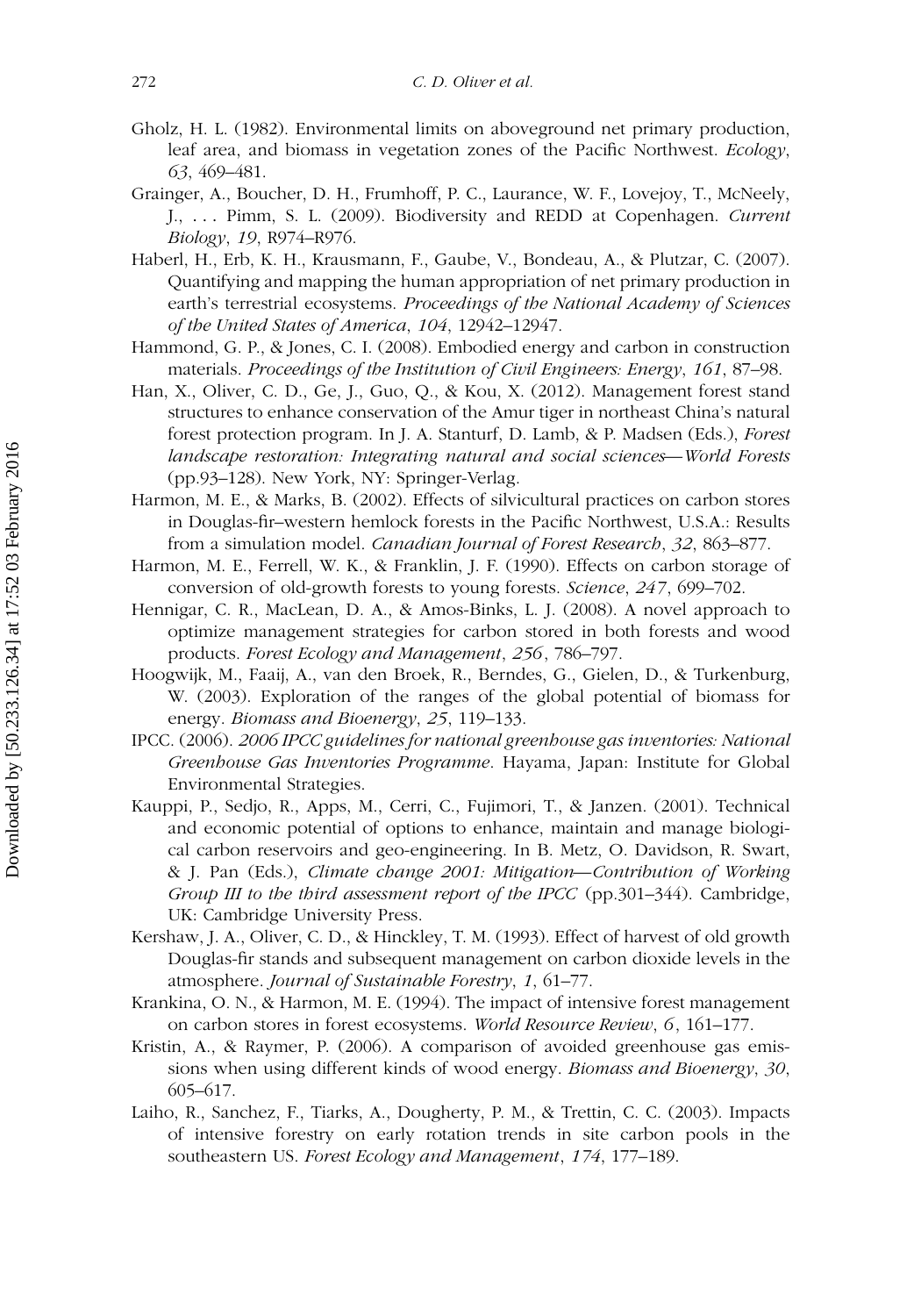Gholz, H. L. (1982). Environmental limits on aboveground net primary production, leaf area, and biomass in vegetation zones of the Pacific Northwest. *Ecology*, *63*, 469–481.

Grainger, A., Boucher, D. H., Frumhoff, P. C., Laurance, W. F., Lovejoy, T., McNeely, J., . . . Pimm, S. L. (2009). Biodiversity and REDD at Copenhagen. *Current Biology*, *19*, R974–R976.

Haberl, H., Erb, K. H., Krausmann, F., Gaube, V., Bondeau, A., & Plutzar, C. (2007). Quantifying and mapping the human appropriation of net primary production in earth's terrestrial ecosystems. *Proceedings of the National Academy of Sciences of the United States of America*, *104*, 12942–12947.

Hammond, G. P., & Jones, C. I. (2008). Embodied energy and carbon in construction materials. *Proceedings of the Institution of Civil Engineers: Energy*, *161*, 87–98.

Han, X., Oliver, C. D., Ge, J., Guo, Q., & Kou, X. (2012). Management forest stand structures to enhance conservation of the Amur tiger in northeast China's natural forest protection program. In J. A. Stanturf, D. Lamb, & P. Madsen (Eds.), *Forest landscape restoration: Integrating natural and social sciences—World Forests* (pp.93–128). New York, NY: Springer-Verlag.

Harmon, M. E., & Marks, B. (2002). Effects of silvicultural practices on carbon stores in Douglas-fir–western hemlock forests in the Pacific Northwest, U.S.A.: Results from a simulation model. *Canadian Journal of Forest Research*, *32*, 863–877.

Harmon, M. E., Ferrell, W. K., & Franklin, J. F. (1990). Effects on carbon storage of conversion of old-growth forests to young forests. *Science*, *247*, 699–702.

Hennigar, C. R., MacLean, D. A., & Amos-Binks, L. J. (2008). A novel approach to optimize management strategies for carbon stored in both forests and wood products. *Forest Ecology and Management*, *256*, 786–797.

Hoogwijk, M., Faaij, A., van den Broek, R., Berndes, G., Gielen, D., & Turkenburg, W. (2003). Exploration of the ranges of the global potential of biomass for energy. *Biomass and Bioenergy*, *25*, 119–133.

IPCC. (2006). *2006 IPCC guidelines for national greenhouse gas inventories: National Greenhouse Gas Inventories Programme*. Hayama, Japan: Institute for Global Environmental Strategies.

Kauppi, P., Sedjo, R., Apps, M., Cerri, C., Fujimori, T., & Janzen. (2001). Technical and economic potential of options to enhance, maintain and manage biological carbon reservoirs and geo-engineering. In B. Metz, O. Davidson, R. Swart, & J. Pan (Eds.), *Climate change 2001: Mitigation—Contribution of Working Group III to the third assessment report of the IPCC* (pp.301–344). Cambridge, UK: Cambridge University Press.

Kershaw, J. A., Oliver, C. D., & Hinckley, T. M. (1993). Effect of harvest of old growth Douglas-fir stands and subsequent management on carbon dioxide levels in the atmosphere. *Journal of Sustainable Forestry*, *1*, 61–77.

Krankina, O. N., & Harmon, M. E. (1994). The impact of intensive forest management on carbon stores in forest ecosystems. *World Resource Review*, *6*, 161–177.

Kristin, A., & Raymer, P. (2006). A comparison of avoided greenhouse gas emissions when using different kinds of wood energy. *Biomass and Bioenergy*, *30*, 605–617.

Laiho, R., Sanchez, F., Tiarks, A., Dougherty, P. M., & Trettin, C. C. (2003). Impacts of intensive forestry on early rotation trends in site carbon pools in the southeastern US. *Forest Ecology and Management*, *174*, 177–189.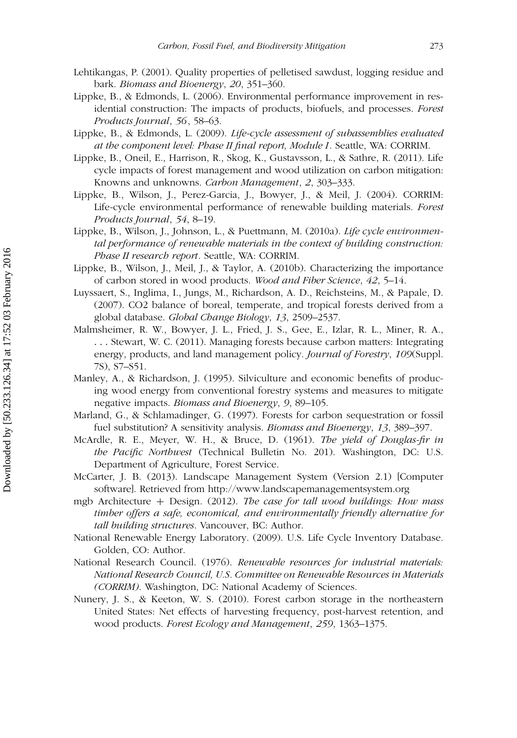Lehtikangas, P. (2001). Quality properties of pelletised sawdust, logging residue and bark. *Biomass and Bioenergy*, *20*, 351–360.

Lippke, B., & Edmonds, L. (2006). Environmental performance improvement in residential construction: The impacts of products, biofuels, and processes. *Forest Products Journal*, *56*, 58–63.

Lippke, B., & Edmonds, L. (2009). *Life-cycle assessment of subassemblies evaluated at the component level: Phase II final report, Module I*. Seattle, WA: CORRIM.

Lippke, B., Oneil, E., Harrison, R., Skog, K., Gustavsson, L., & Sathre, R. (2011). Life cycle impacts of forest management and wood utilization on carbon mitigation: Knowns and unknowns. *Carbon Management*, *2*, 303–333.

Lippke, B., Wilson, J., Perez-Garcia, J., Bowyer, J., & Meil, J. (2004). CORRIM: Life-cycle environmental performance of renewable building materials. *Forest Products Journal*, *54*, 8–19.

Lippke, B., Wilson, J., Johnson, L., & Puettmann, M. (2010a). *Life cycle environmental performance of renewable materials in the context of building construction: Phase II research report*. Seattle, WA: CORRIM.

Lippke, B., Wilson, J., Meil, J., & Taylor, A. (2010b). Characterizing the importance of carbon stored in wood products. *Wood and Fiber Science*, *42*, 5–14.

Luyssaert, S., Inglima, I., Jungs, M., Richardson, A. D., Reichsteins, M., & Papale, D. (2007). CO2 balance of boreal, temperate, and tropical forests derived from a global database. *Global Change Biology*, *13*, 2509–2537.

Malmsheimer, R. W., Bowyer, J. L., Fried, J. S., Gee, E., Izlar, R. L., Miner, R. A., . . . Stewart, W. C. (2011). Managing forests because carbon matters: Integrating energy, products, and land management policy. *Journal of Forestry*, *109*(Suppl. 7S), S7–S51.

Manley, A., & Richardson, J. (1995). Silviculture and economic benefits of producing wood energy from conventional forestry systems and measures to mitigate negative impacts. *Biomass and Bioenergy*, *9*, 89–105.

Marland, G., & Schlamadinger, G. (1997). Forests for carbon sequestration or fossil fuel substitution? A sensitivity analysis. *Biomass and Bioenergy*, *13*, 389–397.

McArdle, R. E., Meyer, W. H., & Bruce, D. (1961). *The yield of Douglas-fir in the Pacific Northwest* (Technical Bulletin No. 201). Washington, DC: U.S. Department of Agriculture, Forest Service.

McCarter, J. B. (2013). Landscape Management System (Version 2.1) [Computer software]. Retrieved from http://www.landscapemanagementsystem.org

mgb Architecture + Design. (2012). *The case for tall wood buildings: How mass timber offers a safe, economical, and environmentally friendly alternative for tall building structures*. Vancouver, BC: Author.

National Renewable Energy Laboratory. (2009). U.S. Life Cycle Inventory Database. Golden, CO: Author.

National Research Council. (1976). *Renewable resources for industrial materials: National Research Council, U.S. Committee on Renewable Resources in Materials (CORRIM)*. Washington, DC: National Academy of Sciences.

Nunery, J. S., & Keeton, W. S. (2010). Forest carbon storage in the northeastern United States: Net effects of harvesting frequency, post-harvest retention, and wood products. *Forest Ecology and Management*, *259*, 1363–1375.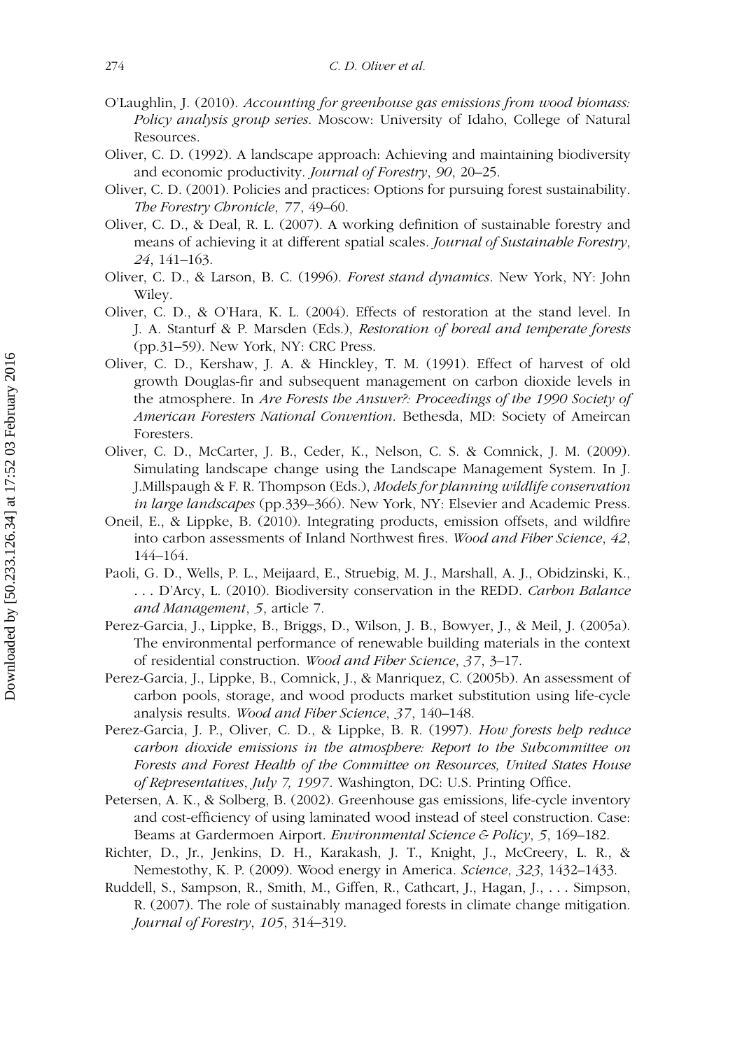O'Laughlin, J. (2010). *Accounting for greenhouse gas emissions from wood biomass: Policy analysis group series*. Moscow: University of Idaho, College of Natural Resources.

Oliver, C. D. (1992). A landscape approach: Achieving and maintaining biodiversity and economic productivity. *Journal of Forestry*, *90*, 20–25.

Oliver, C. D. (2001). Policies and practices: Options for pursuing forest sustainability. *The Forestry Chronicle*, *77*, 49–60.

Oliver, C. D., & Deal, R. L. (2007). A working definition of sustainable forestry and means of achieving it at different spatial scales. *Journal of Sustainable Forestry*, *24*, 141–163.

Oliver, C. D., & Larson, B. C. (1996). *Forest stand dynamics*. New York, NY: John Wiley.

Oliver, C. D., & O'Hara, K. L. (2004). Effects of restoration at the stand level. In J. A. Stanturf & P. Marsden (Eds.), *Restoration of boreal and temperate forests* (pp.31–59). New York, NY: CRC Press.

Oliver, C. D., Kershaw, J. A. & Hinckley, T. M. (1991). Effect of harvest of old growth Douglas-fir and subsequent management on carbon dioxide levels in the atmosphere. In *Are Forests the Answer?: Proceedings of the 1990 Society of American Foresters National Convention*. Bethesda, MD: Society of Ameircan Foresters.

Oliver, C. D., McCarter, J. B., Ceder, K., Nelson, C. S. & Comnick, J. M. (2009). Simulating landscape change using the Landscape Management System. In J. J.Millspaugh & F. R. Thompson (Eds.), *Models for planning wildlife conservation in large landscapes* (pp.339–366). New York, NY: Elsevier and Academic Press.

Oneil, E., & Lippke, B. (2010). Integrating products, emission offsets, and wildfire into carbon assessments of Inland Northwest fires. *Wood and Fiber Science*, *42*, 144–164.

Paoli, G. D., Wells, P. L., Meijaard, E., Struebig, M. J., Marshall, A. J., Obidzinski, K., . . . D'Arcy, L. (2010). Biodiversity conservation in the REDD. *Carbon Balance and Management*, *5*, article 7.

Perez-Garcia, J., Lippke, B., Briggs, D., Wilson, J. B., Bowyer, J., & Meil, J. (2005a). The environmental performance of renewable building materials in the context of residential construction. *Wood and Fiber Science*, *37*, 3–17.

Perez-Garcia, J., Lippke, B., Comnick, J., & Manriquez, C. (2005b). An assessment of carbon pools, storage, and wood products market substitution using life-cycle analysis results. *Wood and Fiber Science*, *37*, 140–148.

Perez-Garcia, J. P., Oliver, C. D., & Lippke, B. R. (1997). *How forests help reduce carbon dioxide emissions in the atmosphere: Report to the Subcommittee on Forests and Forest Health of the Committee on Resources, United States House of Representatives, July 7, 1997*. Washington, DC: U.S. Printing Office.

Petersen, A. K., & Solberg, B. (2002). Greenhouse gas emissions, life-cycle inventory and cost-efficiency of using laminated wood instead of steel construction. Case: Beams at Gardermoen Airport. *Environmental Science & Policy*, *5*, 169–182.

Richter, D., Jr., Jenkins, D. H., Karakash, J. T., Knight, J., McCreery, L. R., & Nemestothy, K. P. (2009). Wood energy in America. *Science*, *323*, 1432–1433.

Ruddell, S., Sampson, R., Smith, M., Giffen, R., Cathcart, J., Hagan, J., . . . Simpson, R. (2007). The role of sustainably managed forests in climate change mitigation. *Journal of Forestry*, *105*, 314–319.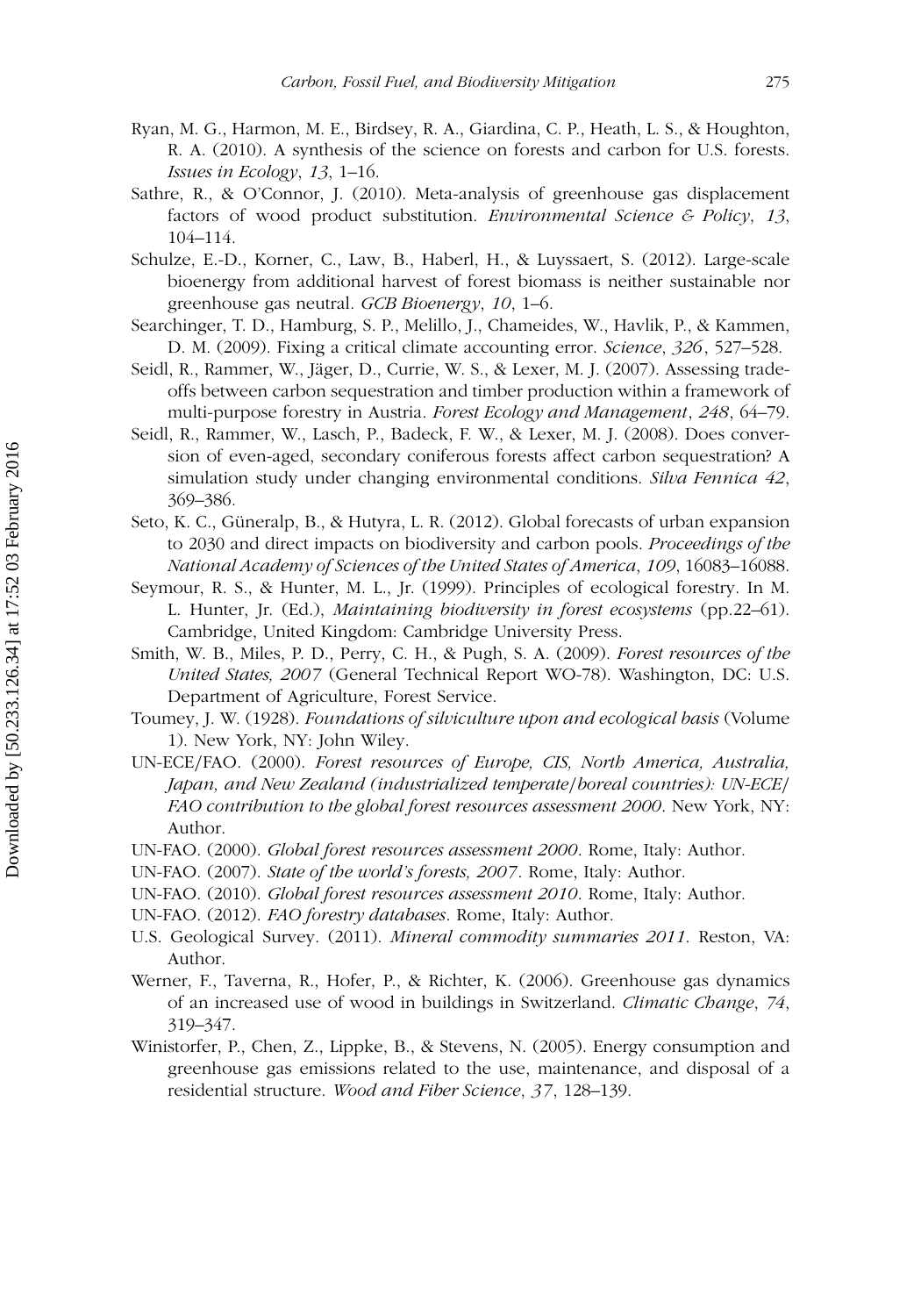Ryan, M. G., Harmon, M. E., Birdsey, R. A., Giardina, C. P., Heath, L. S., & Houghton, R. A. (2010). A synthesis of the science on forests and carbon for U.S. forests. *Issues in Ecology*, *13*, 1–16.

Sathre, R., & O'Connor, J. (2010). Meta-analysis of greenhouse gas displacement factors of wood product substitution. *Environmental Science & Policy*, *13*, 104–114.

Schulze, E.-D., Korner, C., Law, B., Haberl, H., & Luyssaert, S. (2012). Large-scale bioenergy from additional harvest of forest biomass is neither sustainable nor greenhouse gas neutral. *GCB Bioenergy*, *10*, 1–6.

Searchinger, T. D., Hamburg, S. P., Melillo, J., Chameides, W., Havlik, P., & Kammen, D. M. (2009). Fixing a critical climate accounting error. *Science*, *326*, 527–528.

Seidl, R., Rammer, W., Jäger, D., Currie, W. S., & Lexer, M. J. (2007). Assessing trade-offs between carbon sequestration and timber production within a framework of multi-purpose forestry in Austria. *Forest Ecology and Management*, *248*, 64–79.

Seidl, R., Rammer, W., Lasch, P., Badeck, F. W., & Lexer, M. J. (2008). Does conversion of even-aged, secondary coniferous forests affect carbon sequestration? A simulation study under changing environmental conditions. *Silva Fennica 42*, 369–386.

Seto, K. C., Güneralp, B., & Hutyra, L. R. (2012). Global forecasts of urban expansion to 2030 and direct impacts on biodiversity and carbon pools. *Proceedings of the National Academy of Sciences of the United States of America*, *109*, 16083–16088.

Seymour, R. S., & Hunter, M. L., Jr. (1999). Principles of ecological forestry. In M. L. Hunter, Jr. (Ed.), *Maintaining biodiversity in forest ecosystems* (pp.22–61). Cambridge, United Kingdom: Cambridge University Press.

Smith, W. B., Miles, P. D., Perry, C. H., & Pugh, S. A. (2009). *Forest resources of the United States, 2007* (General Technical Report WO-78). Washington, DC: U.S. Department of Agriculture, Forest Service.

Toumey, J. W. (1928). *Foundations of silviculture upon and ecological basis* (Volume 1). New York, NY: John Wiley.

UN-ECE/FAO. (2000). *Forest resources of Europe, CIS, North America, Australia, Japan, and New Zealand (industrialized temperate/boreal countries): UN-ECE/FAO contribution to the global forest resources assessment 2000*. New York, NY: Author.

UN-FAO. (2000). *Global forest resources assessment 2000*. Rome, Italy: Author.

UN-FAO. (2007). *State of the world's forests, 2007*. Rome, Italy: Author.

UN-FAO. (2010). *Global forest resources assessment 2010*. Rome, Italy: Author.

UN-FAO. (2012). *FAO forestry databases*. Rome, Italy: Author.

U.S. Geological Survey. (2011). *Mineral commodity summaries 2011*. Reston, VA: Author.

Werner, F., Taverna, R., Hofer, P., & Richter, K. (2006). Greenhouse gas dynamics of an increased use of wood in buildings in Switzerland. *Climatic Change*, *74*, 319–347.

Winistorfer, P., Chen, Z., Lippke, B., & Stevens, N. (2005). Energy consumption and greenhouse gas emissions related to the use, maintenance, and disposal of a residential structure. *Wood and Fiber Science*, *37*, 128–139.